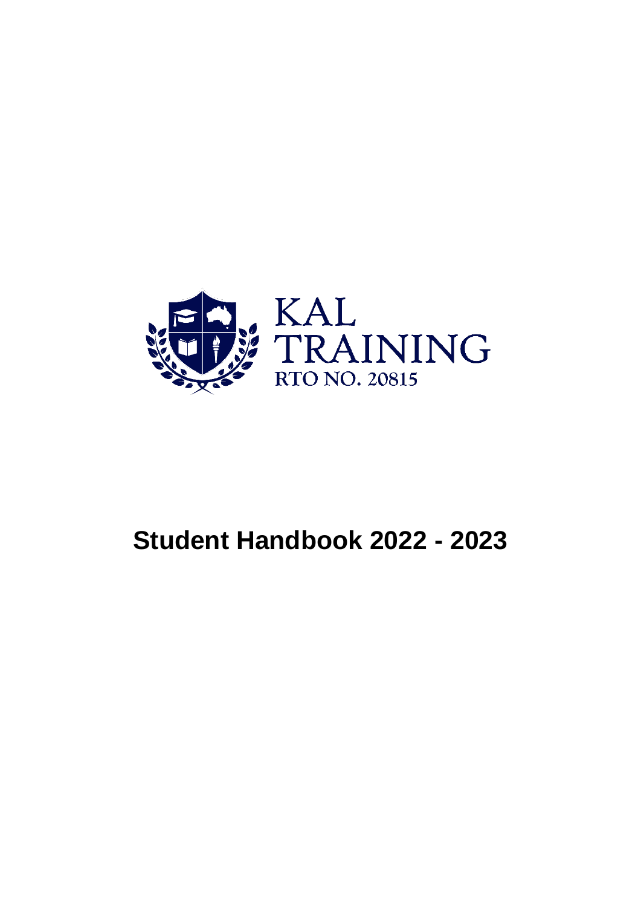KAL
TRAINING
RTO NO. 20815

# Student Handbook 2022 - 2023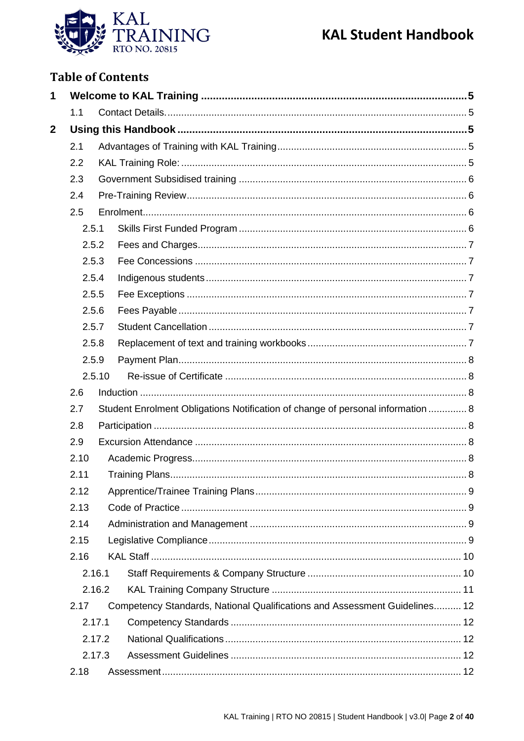# Table of Contents

| | | |
|---|---|---|
| **1** | **Welcome to KAL Training** | **5** |
| 1.1 | Contact Details. | 5 |
| **2** | **Using this Handbook** | **5** |
| 2.1 | Advantages of Training with KAL Training | 5 |
| 2.2 | KAL Training Role: | 5 |
| 2.3 | Government Subsidised training | 6 |
| 2.4 | Pre-Training Review | 6 |
| 2.5 | Enrolment | 6 |
| 2.5.1 | Skills First Funded Program | 6 |
| 2.5.2 | Fees and Charges | 7 |
| 2.5.3 | Fee Concessions | 7 |
| 2.5.4 | Indigenous students | 7 |
| 2.5.5 | Fee Exceptions | 7 |
| 2.5.6 | Fees Payable | 7 |
| 2.5.7 | Student Cancellation | 7 |
| 2.5.8 | Replacement of text and training workbooks | 7 |
| 2.5.9 | Payment Plan | 8 |
| 2.5.10 | Re-issue of Certificate | 8 |
| 2.6 | Induction | 8 |
| 2.7 | Student Enrolment Obligations Notification of change of personal information | 8 |
| 2.8 | Participation | 8 |
| 2.9 | Excursion Attendance | 8 |
| 2.10 | Academic Progress | 8 |
| 2.11 | Training Plans | 8 |
| 2.12 | Apprentice/Trainee Training Plans | 9 |
| 2.13 | Code of Practice | 9 |
| 2.14 | Administration and Management | 9 |
| 2.15 | Legislative Compliance | 9 |
| 2.16 | KAL Staff | 10 |
| 2.16.1 | Staff Requirements & Company Structure | 10 |
| 2.16.2 | KAL Training Company Structure | 11 |
| 2.17 | Competency Standards, National Qualifications and Assessment Guidelines | 12 |
| 2.17.1 | Competency Standards | 12 |
| 2.17.2 | National Qualifications | 12 |
| 2.17.3 | Assessment Guidelines | 12 |
| 2.18 | Assessment | 12 |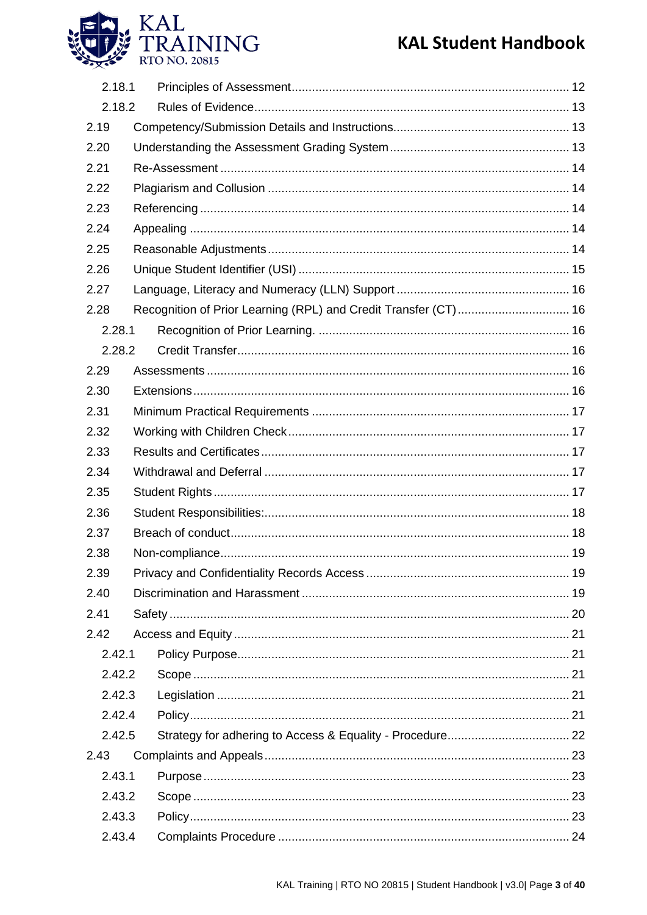| | | |
|---|---|---|
| 2.18.1 | Principles of Assessment | 12 |
| 2.18.2 | Rules of Evidence | 13 |
| 2.19 | Competency/Submission Details and Instructions | 13 |
| 2.20 | Understanding the Assessment Grading System | 13 |
| 2.21 | Re-Assessment | 14 |
| 2.22 | Plagiarism and Collusion | 14 |
| 2.23 | Referencing | 14 |
| 2.24 | Appealing | 14 |
| 2.25 | Reasonable Adjustments | 14 |
| 2.26 | Unique Student Identifier (USI) | 15 |
| 2.27 | Language, Literacy and Numeracy (LLN) Support | 16 |
| 2.28 | Recognition of Prior Learning (RPL) and Credit Transfer (CT) | 16 |
| 2.28.1 | Recognition of Prior Learning. | 16 |
| 2.28.2 | Credit Transfer | 16 |
| 2.29 | Assessments | 16 |
| 2.30 | Extensions | 16 |
| 2.31 | Minimum Practical Requirements | 17 |
| 2.32 | Working with Children Check | 17 |
| 2.33 | Results and Certificates | 17 |
| 2.34 | Withdrawal and Deferral | 17 |
| 2.35 | Student Rights | 17 |
| 2.36 | Student Responsibilities: | 18 |
| 2.37 | Breach of conduct | 18 |
| 2.38 | Non-compliance | 19 |
| 2.39 | Privacy and Confidentiality Records Access | 19 |
| 2.40 | Discrimination and Harassment | 19 |
| 2.41 | Safety | 20 |
| 2.42 | Access and Equity | 21 |
| 2.42.1 | Policy Purpose | 21 |
| 2.42.2 | Scope | 21 |
| 2.42.3 | Legislation | 21 |
| 2.42.4 | Policy | 21 |
| 2.42.5 | Strategy for adhering to Access & Equality - Procedure | 22 |
| 2.43 | Complaints and Appeals | 23 |
| 2.43.1 | Purpose | 23 |
| 2.43.2 | Scope | 23 |
| 2.43.3 | Policy | 23 |
| 2.43.4 | Complaints Procedure | 24 |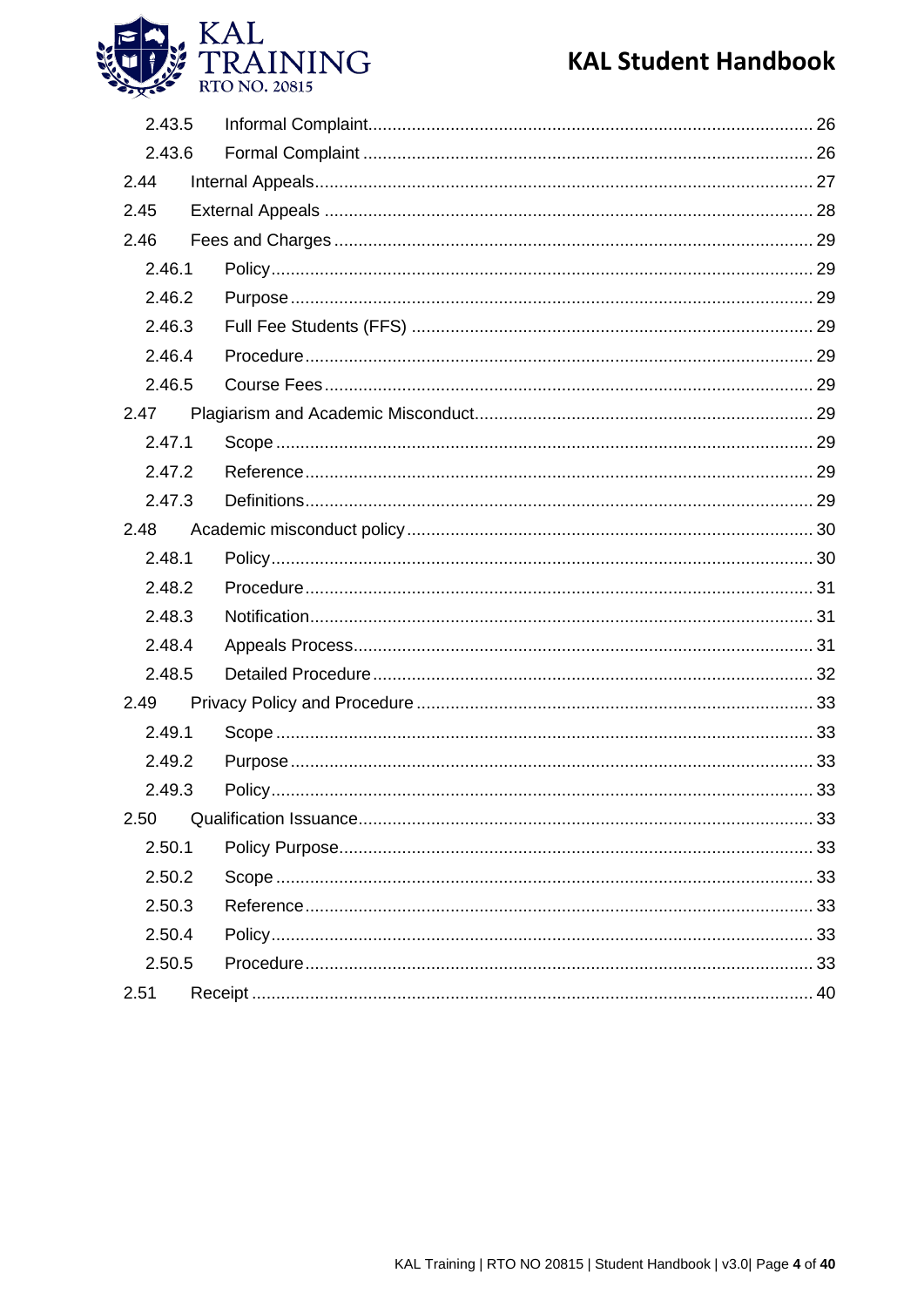2.43.5 Informal Complaint ........................................ 26

2.43.6 Formal Complaint ........................................ 26

2.44 Internal Appeals ........................................ 27

2.45 External Appeals ........................................ 28

2.46 Fees and Charges ........................................ 29

2.46.1 Policy ........................................ 29

2.46.2 Purpose ........................................ 29

2.46.3 Full Fee Students (FFS) ........................................ 29

2.46.4 Procedure ........................................ 29

2.46.5 Course Fees ........................................ 29

2.47 Plagiarism and Academic Misconduct ........................................ 29

2.47.1 Scope ........................................ 29

2.47.2 Reference ........................................ 29

2.47.3 Definitions ........................................ 29

2.48 Academic misconduct policy ........................................ 30

2.48.1 Policy ........................................ 30

2.48.2 Procedure ........................................ 31

2.48.3 Notification ........................................ 31

2.48.4 Appeals Process ........................................ 31

2.48.5 Detailed Procedure ........................................ 32

2.49 Privacy Policy and Procedure ........................................ 33

2.49.1 Scope ........................................ 33

2.49.2 Purpose ........................................ 33

2.49.3 Policy ........................................ 33

2.50 Qualification Issuance ........................................ 33

2.50.1 Policy Purpose ........................................ 33

2.50.2 Scope ........................................ 33

2.50.3 Reference ........................................ 33

2.50.4 Policy ........................................ 33

2.50.5 Procedure ........................................ 33

2.51 Receipt ........................................ 40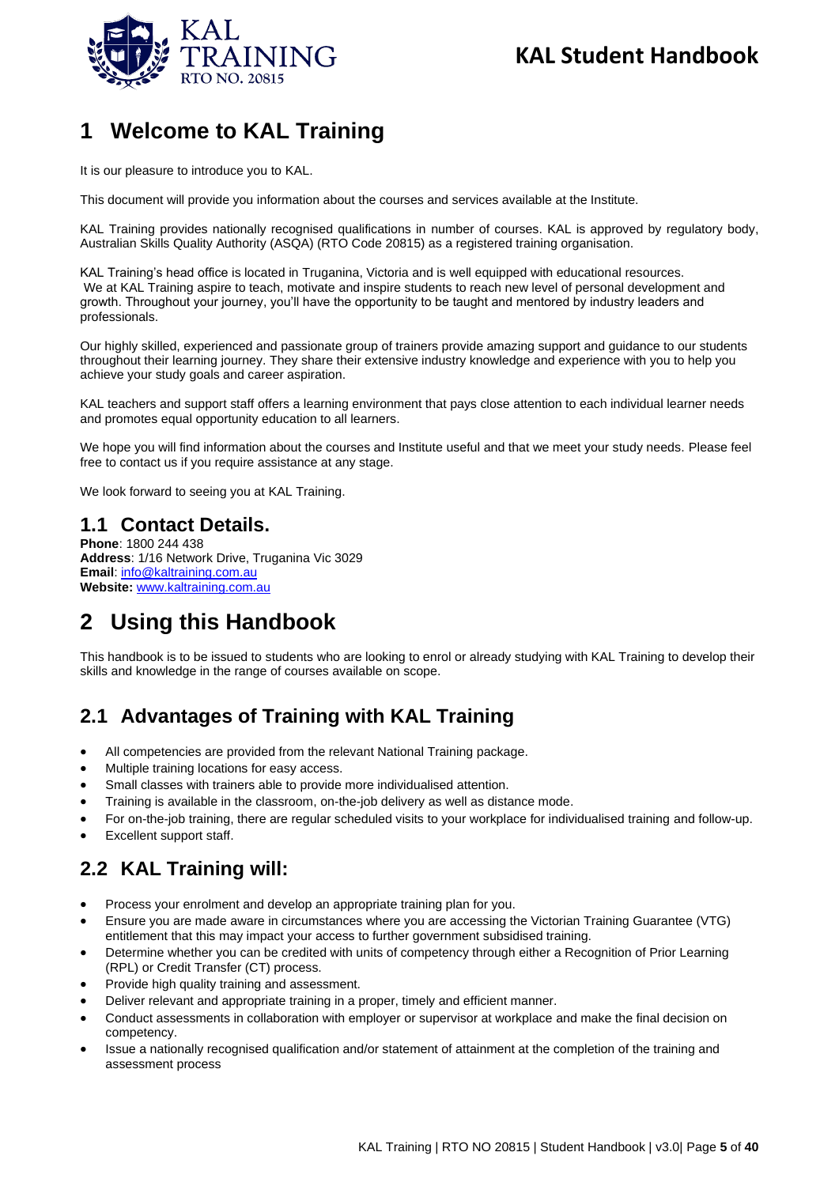# 1 Welcome to KAL Training

It is our pleasure to introduce you to KAL.

This document will provide you information about the courses and services available at the Institute.

KAL Training provides nationally recognised qualifications in number of courses. KAL is approved by regulatory body, Australian Skills Quality Authority (ASQA) (RTO Code 20815) as a registered training organisation.

KAL Training's head office is located in Truganina, Victoria and is well equipped with educational resources. We at KAL Training aspire to teach, motivate and inspire students to reach new level of personal development and growth. Throughout your journey, you'll have the opportunity to be taught and mentored by industry leaders and professionals.

Our highly skilled, experienced and passionate group of trainers provide amazing support and guidance to our students throughout their learning journey. They share their extensive industry knowledge and experience with you to help you achieve your study goals and career aspiration.

KAL teachers and support staff offers a learning environment that pays close attention to each individual learner needs and promotes equal opportunity education to all learners.

We hope you will find information about the courses and Institute useful and that we meet your study needs. Please feel free to contact us if you require assistance at any stage.

We look forward to seeing you at KAL Training.

## 1.1 Contact Details.

**Phone**: 1800 244 438
**Address**: 1/16 Network Drive, Truganina Vic 3029
**Email**: info@kaltraining.com.au
**Website:** www.kaltraining.com.au

# 2 Using this Handbook

This handbook is to be issued to students who are looking to enrol or already studying with KAL Training to develop their skills and knowledge in the range of courses available on scope.

## 2.1 Advantages of Training with KAL Training

- All competencies are provided from the relevant National Training package.
- Multiple training locations for easy access.
- Small classes with trainers able to provide more individualised attention.
- Training is available in the classroom, on-the-job delivery as well as distance mode.
- For on-the-job training, there are regular scheduled visits to your workplace for individualised training and follow-up.
- Excellent support staff.

## 2.2 KAL Training will:

- Process your enrolment and develop an appropriate training plan for you.
- Ensure you are made aware in circumstances where you are accessing the Victorian Training Guarantee (VTG) entitlement that this may impact your access to further government subsidised training.
- Determine whether you can be credited with units of competency through either a Recognition of Prior Learning (RPL) or Credit Transfer (CT) process.
- Provide high quality training and assessment.
- Deliver relevant and appropriate training in a proper, timely and efficient manner.
- Conduct assessments in collaboration with employer or supervisor at workplace and make the final decision on competency.
- Issue a nationally recognised qualification and/or statement of attainment at the completion of the training and assessment process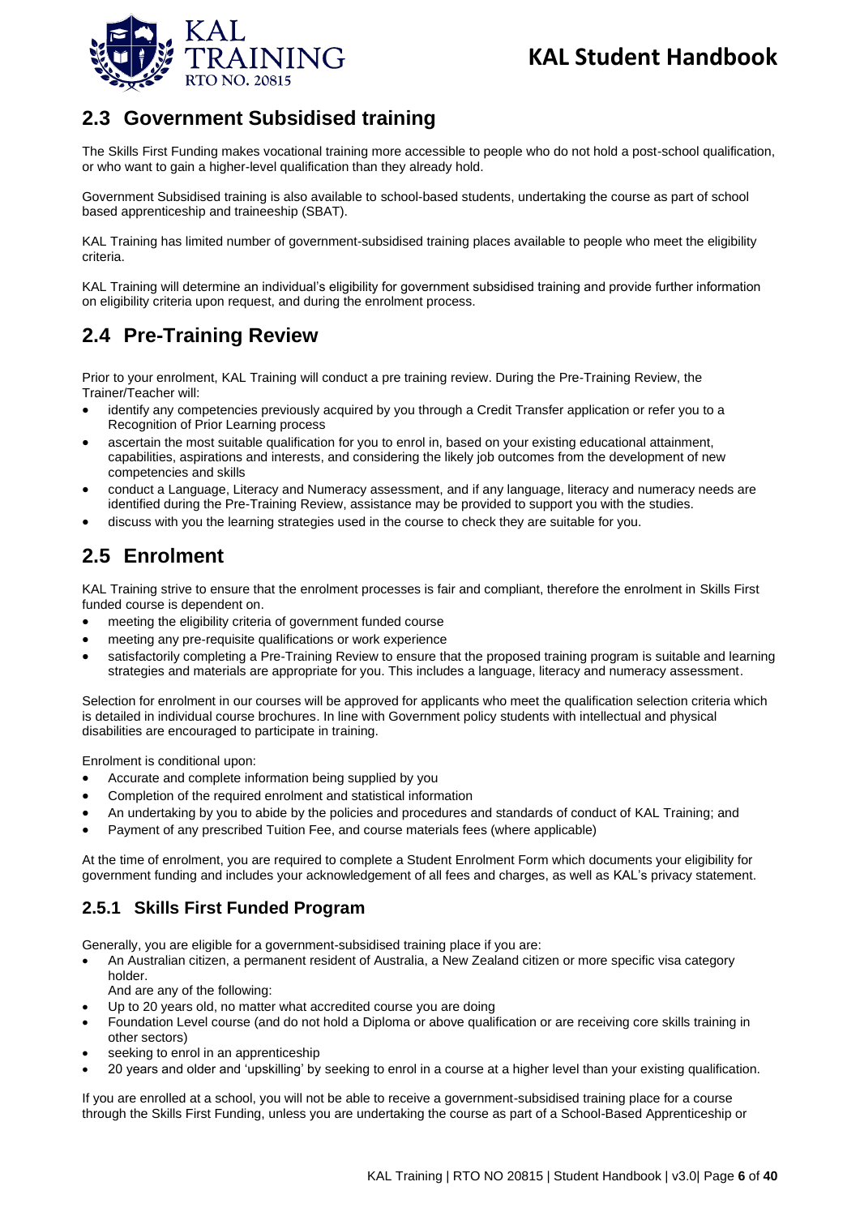## 2.3 Government Subsidised training

The Skills First Funding makes vocational training more accessible to people who do not hold a post-school qualification, or who want to gain a higher-level qualification than they already hold.

Government Subsidised training is also available to school-based students, undertaking the course as part of school based apprenticeship and traineeship (SBAT).

KAL Training has limited number of government-subsidised training places available to people who meet the eligibility criteria.

KAL Training will determine an individual's eligibility for government subsidised training and provide further information on eligibility criteria upon request, and during the enrolment process.

## 2.4 Pre-Training Review

Prior to your enrolment, KAL Training will conduct a pre training review. During the Pre-Training Review, the Trainer/Teacher will:

- identify any competencies previously acquired by you through a Credit Transfer application or refer you to a Recognition of Prior Learning process
- ascertain the most suitable qualification for you to enrol in, based on your existing educational attainment, capabilities, aspirations and interests, and considering the likely job outcomes from the development of new competencies and skills
- conduct a Language, Literacy and Numeracy assessment, and if any language, literacy and numeracy needs are identified during the Pre-Training Review, assistance may be provided to support you with the studies.
- discuss with you the learning strategies used in the course to check they are suitable for you.

## 2.5 Enrolment

KAL Training strive to ensure that the enrolment processes is fair and compliant, therefore the enrolment in Skills First funded course is dependent on.

- meeting the eligibility criteria of government funded course
- meeting any pre-requisite qualifications or work experience
- satisfactorily completing a Pre-Training Review to ensure that the proposed training program is suitable and learning strategies and materials are appropriate for you. This includes a language, literacy and numeracy assessment.

Selection for enrolment in our courses will be approved for applicants who meet the qualification selection criteria which is detailed in individual course brochures. In line with Government policy students with intellectual and physical disabilities are encouraged to participate in training.

Enrolment is conditional upon:

- Accurate and complete information being supplied by you
- Completion of the required enrolment and statistical information
- An undertaking by you to abide by the policies and procedures and standards of conduct of KAL Training; and
- Payment of any prescribed Tuition Fee, and course materials fees (where applicable)

At the time of enrolment, you are required to complete a Student Enrolment Form which documents your eligibility for government funding and includes your acknowledgement of all fees and charges, as well as KAL's privacy statement.

### 2.5.1 Skills First Funded Program

Generally, you are eligible for a government-subsidised training place if you are:

- An Australian citizen, a permanent resident of Australia, a New Zealand citizen or more specific visa category holder.

  And are any of the following:
- Up to 20 years old, no matter what accredited course you are doing
- Foundation Level course (and do not hold a Diploma or above qualification or are receiving core skills training in other sectors)
- seeking to enrol in an apprenticeship
- 20 years and older and 'upskilling' by seeking to enrol in a course at a higher level than your existing qualification.

If you are enrolled at a school, you will not be able to receive a government-subsidised training place for a course through the Skills First Funding, unless you are undertaking the course as part of a School-Based Apprenticeship or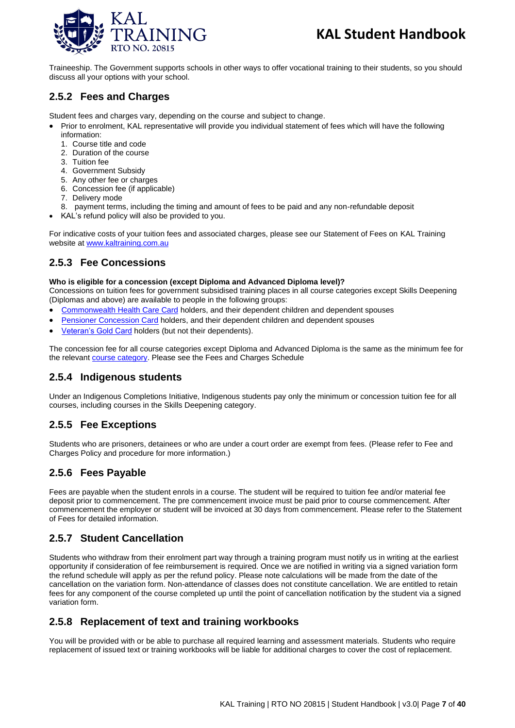Traineeship. The Government supports schools in other ways to offer vocational training to their students, so you should discuss all your options with your school.

### 2.5.2 Fees and Charges

Student fees and charges vary, depending on the course and subject to change.

- Prior to enrolment, KAL representative will provide you individual statement of fees which will have the following information:
  1. Course title and code
  2. Duration of the course
  3. Tuition fee
  4. Government Subsidy
  5. Any other fee or charges
  6. Concession fee (if applicable)
  7. Delivery mode
  8. payment terms, including the timing and amount of fees to be paid and any non-refundable deposit
- KAL's refund policy will also be provided to you.

For indicative costs of your tuition fees and associated charges, please see our Statement of Fees on KAL Training website at [www.kaltraining.com.au](www.kaltraining.com.au)

### 2.5.3 Fee Concessions

**Who is eligible for a concession (except Diploma and Advanced Diploma level)?**

Concessions on tuition fees for government subsidised training places in all course categories except Skills Deepening (Diplomas and above) are available to people in the following groups:

- Commonwealth Health Care Card holders, and their dependent children and dependent spouses
- Pensioner Concession Card holders, and their dependent children and dependent spouses
- Veteran's Gold Card holders (but not their dependents).

The concession fee for all course categories except Diploma and Advanced Diploma is the same as the minimum fee for the relevant course category. Please see the Fees and Charges Schedule

### 2.5.4 Indigenous students

Under an Indigenous Completions Initiative, Indigenous students pay only the minimum or concession tuition fee for all courses, including courses in the Skills Deepening category.

### 2.5.5 Fee Exceptions

Students who are prisoners, detainees or who are under a court order are exempt from fees. (Please refer to Fee and Charges Policy and procedure for more information.)

### 2.5.6 Fees Payable

Fees are payable when the student enrols in a course. The student will be required to tuition fee and/or material fee deposit prior to commencement. The pre commencement invoice must be paid prior to course commencement. After commencement the employer or student will be invoiced at 30 days from commencement. Please refer to the Statement of Fees for detailed information.

### 2.5.7 Student Cancellation

Students who withdraw from their enrolment part way through a training program must notify us in writing at the earliest opportunity if consideration of fee reimbursement is required. Once we are notified in writing via a signed variation form the refund schedule will apply as per the refund policy. Please note calculations will be made from the date of the cancellation on the variation form. Non-attendance of classes does not constitute cancellation. We are entitled to retain fees for any component of the course completed up until the point of cancellation notification by the student via a signed variation form.

### 2.5.8 Replacement of text and training workbooks

You will be provided with or be able to purchase all required learning and assessment materials. Students who require replacement of issued text or training workbooks will be liable for additional charges to cover the cost of replacement.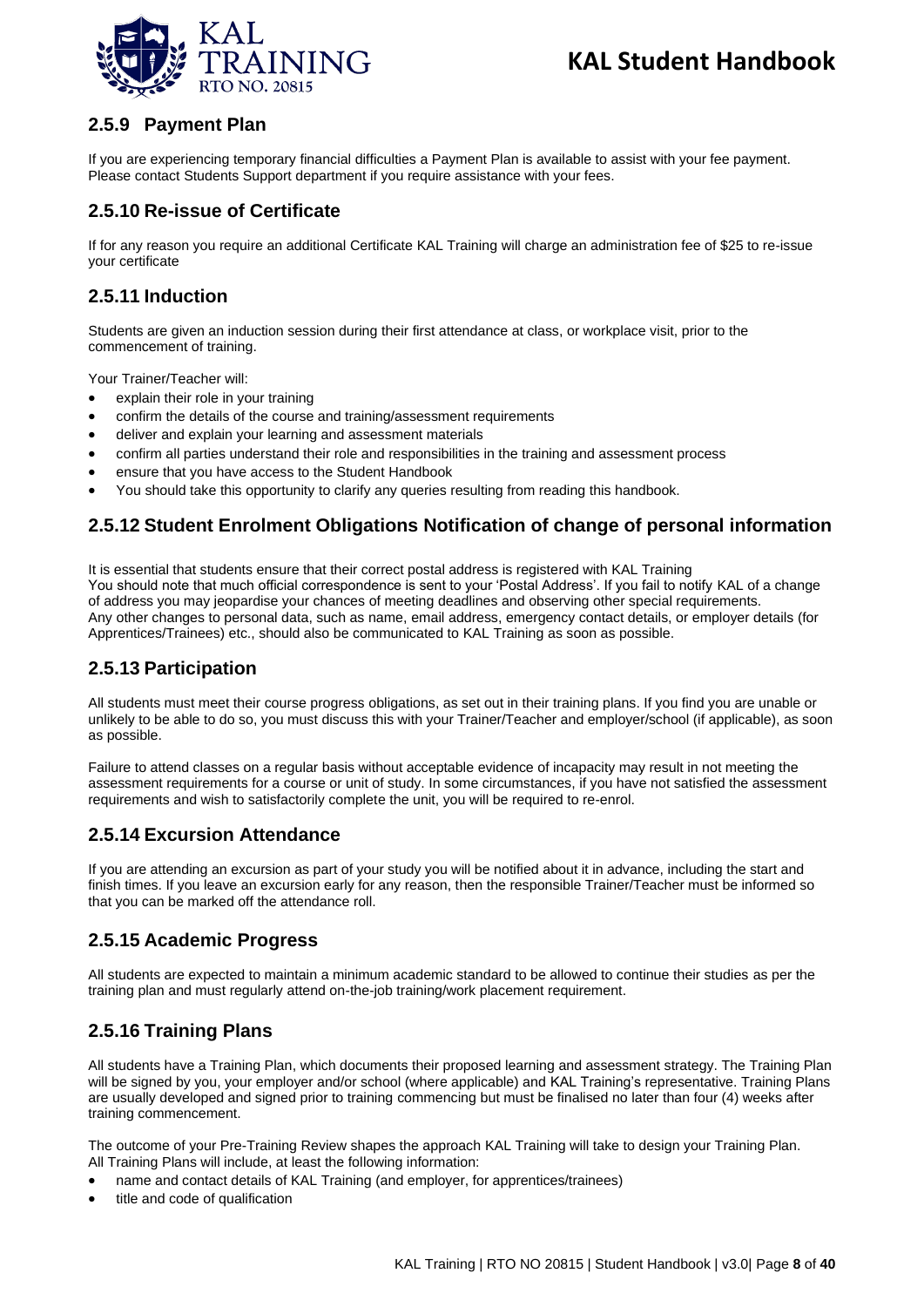### 2.5.9 Payment Plan

If you are experiencing temporary financial difficulties a Payment Plan is available to assist with your fee payment. Please contact Students Support department if you require assistance with your fees.

### 2.5.10 Re-issue of Certificate

If for any reason you require an additional Certificate KAL Training will charge an administration fee of $25 to re-issue your certificate

### 2.5.11 Induction

Students are given an induction session during their first attendance at class, or workplace visit, prior to the commencement of training.

Your Trainer/Teacher will:

- explain their role in your training
- confirm the details of the course and training/assessment requirements
- deliver and explain your learning and assessment materials
- confirm all parties understand their role and responsibilities in the training and assessment process
- ensure that you have access to the Student Handbook
- You should take this opportunity to clarify any queries resulting from reading this handbook.

### 2.5.12 Student Enrolment Obligations Notification of change of personal information

It is essential that students ensure that their correct postal address is registered with KAL Training
You should note that much official correspondence is sent to your 'Postal Address'. If you fail to notify KAL of a change of address you may jeopardise your chances of meeting deadlines and observing other special requirements.
Any other changes to personal data, such as name, email address, emergency contact details, or employer details (for Apprentices/Trainees) etc., should also be communicated to KAL Training as soon as possible.

### 2.5.13 Participation

All students must meet their course progress obligations, as set out in their training plans. If you find you are unable or unlikely to be able to do so, you must discuss this with your Trainer/Teacher and employer/school (if applicable), as soon as possible.

Failure to attend classes on a regular basis without acceptable evidence of incapacity may result in not meeting the assessment requirements for a course or unit of study. In some circumstances, if you have not satisfied the assessment requirements and wish to satisfactorily complete the unit, you will be required to re-enrol.

### 2.5.14 Excursion Attendance

If you are attending an excursion as part of your study you will be notified about it in advance, including the start and finish times. If you leave an excursion early for any reason, then the responsible Trainer/Teacher must be informed so that you can be marked off the attendance roll.

### 2.5.15 Academic Progress

All students are expected to maintain a minimum academic standard to be allowed to continue their studies as per the training plan and must regularly attend on-the-job training/work placement requirement.

### 2.5.16 Training Plans

All students have a Training Plan, which documents their proposed learning and assessment strategy. The Training Plan will be signed by you, your employer and/or school (where applicable) and KAL Training's representative. Training Plans are usually developed and signed prior to training commencing but must be finalised no later than four (4) weeks after training commencement.

The outcome of your Pre-Training Review shapes the approach KAL Training will take to design your Training Plan. All Training Plans will include, at least the following information:

- name and contact details of KAL Training (and employer, for apprentices/trainees)
- title and code of qualification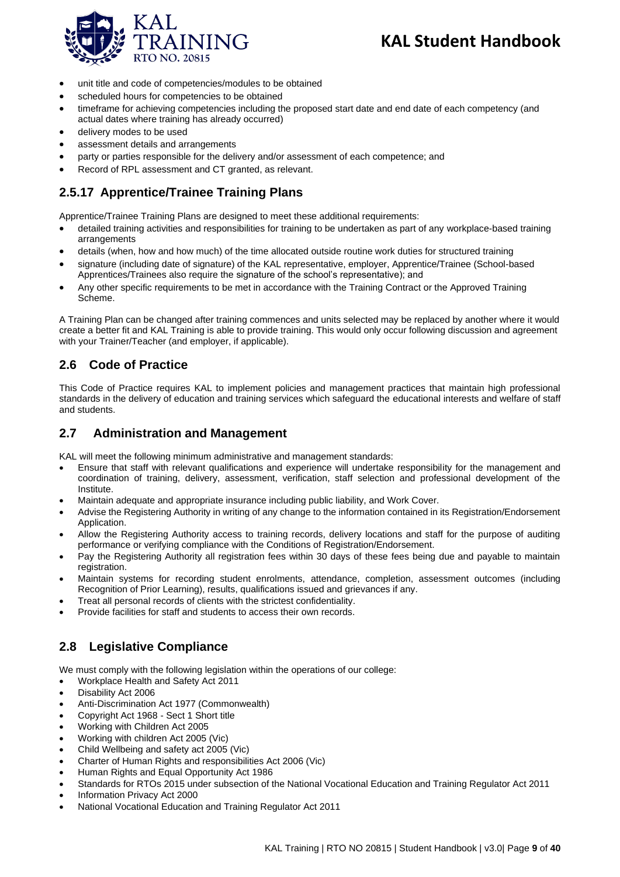- unit title and code of competencies/modules to be obtained
- scheduled hours for competencies to be obtained
- timeframe for achieving competencies including the proposed start date and end date of each competency (and actual dates where training has already occurred)
- delivery modes to be used
- assessment details and arrangements
- party or parties responsible for the delivery and/or assessment of each competence; and
- Record of RPL assessment and CT granted, as relevant.

### 2.5.17 Apprentice/Trainee Training Plans

Apprentice/Trainee Training Plans are designed to meet these additional requirements:

- detailed training activities and responsibilities for training to be undertaken as part of any workplace-based training arrangements
- details (when, how and how much) of the time allocated outside routine work duties for structured training
- signature (including date of signature) of the KAL representative, employer, Apprentice/Trainee (School-based Apprentices/Trainees also require the signature of the school's representative); and
- Any other specific requirements to be met in accordance with the Training Contract or the Approved Training Scheme.

A Training Plan can be changed after training commences and units selected may be replaced by another where it would create a better fit and KAL Training is able to provide training. This would only occur following discussion and agreement with your Trainer/Teacher (and employer, if applicable).

## 2.6 Code of Practice

This Code of Practice requires KAL to implement policies and management practices that maintain high professional standards in the delivery of education and training services which safeguard the educational interests and welfare of staff and students.

## 2.7 Administration and Management

KAL will meet the following minimum administrative and management standards:

- Ensure that staff with relevant qualifications and experience will undertake responsibility for the management and coordination of training, delivery, assessment, verification, staff selection and professional development of the Institute.
- Maintain adequate and appropriate insurance including public liability, and Work Cover.
- Advise the Registering Authority in writing of any change to the information contained in its Registration/Endorsement Application.
- Allow the Registering Authority access to training records, delivery locations and staff for the purpose of auditing performance or verifying compliance with the Conditions of Registration/Endorsement.
- Pay the Registering Authority all registration fees within 30 days of these fees being due and payable to maintain registration.
- Maintain systems for recording student enrolments, attendance, completion, assessment outcomes (including Recognition of Prior Learning), results, qualifications issued and grievances if any.
- Treat all personal records of clients with the strictest confidentiality.
- Provide facilities for staff and students to access their own records.

## 2.8 Legislative Compliance

We must comply with the following legislation within the operations of our college:

- Workplace Health and Safety Act 2011
- Disability Act 2006
- Anti-Discrimination Act 1977 (Commonwealth)
- Copyright Act 1968 - Sect 1 Short title
- Working with Children Act 2005
- Working with children Act 2005 (Vic)
- Child Wellbeing and safety act 2005 (Vic)
- Charter of Human Rights and responsibilities Act 2006 (Vic)
- Human Rights and Equal Opportunity Act 1986
- Standards for RTOs 2015 under subsection of the National Vocational Education and Training Regulator Act 2011
- Information Privacy Act 2000
- National Vocational Education and Training Regulator Act 2011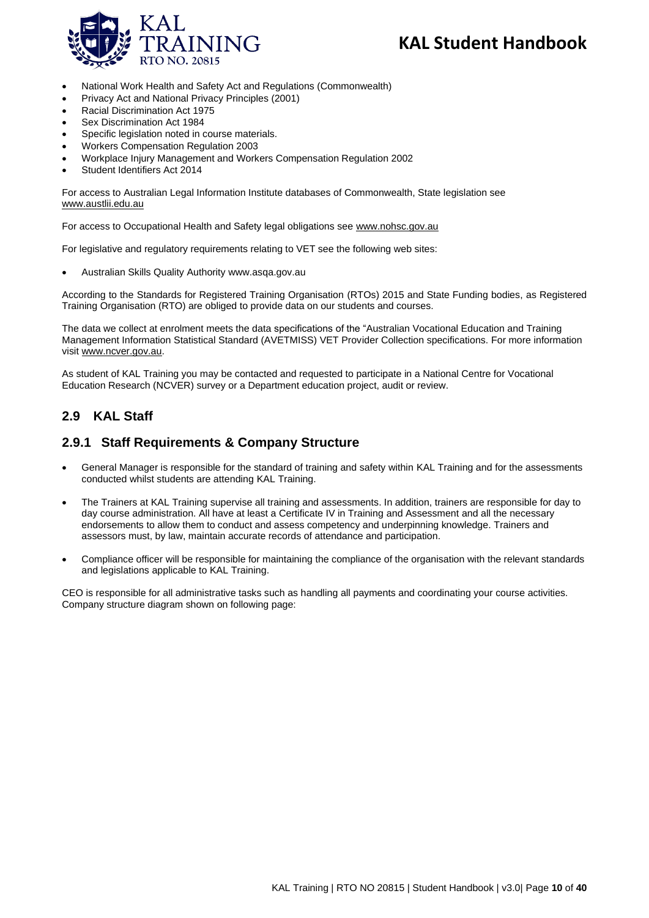- National Work Health and Safety Act and Regulations (Commonwealth)
- Privacy Act and National Privacy Principles (2001)
- Racial Discrimination Act 1975
- Sex Discrimination Act 1984
- Specific legislation noted in course materials.
- Workers Compensation Regulation 2003
- Workplace Injury Management and Workers Compensation Regulation 2002
- Student Identifiers Act 2014

For access to Australian Legal Information Institute databases of Commonwealth, State legislation see www.austlii.edu.au

For access to Occupational Health and Safety legal obligations see www.nohsc.gov.au

For legislative and regulatory requirements relating to VET see the following web sites:

- Australian Skills Quality Authority www.asqa.gov.au

According to the Standards for Registered Training Organisation (RTOs) 2015 and State Funding bodies, as Registered Training Organisation (RTO) are obliged to provide data on our students and courses.

The data we collect at enrolment meets the data specifications of the "Australian Vocational Education and Training Management Information Statistical Standard (AVETMISS) VET Provider Collection specifications. For more information visit www.ncver.gov.au.

As student of KAL Training you may be contacted and requested to participate in a National Centre for Vocational Education Research (NCVER) survey or a Department education project, audit or review.

## 2.9 KAL Staff

### 2.9.1 Staff Requirements & Company Structure

- General Manager is responsible for the standard of training and safety within KAL Training and for the assessments conducted whilst students are attending KAL Training.
- The Trainers at KAL Training supervise all training and assessments. In addition, trainers are responsible for day to day course administration. All have at least a Certificate IV in Training and Assessment and all the necessary endorsements to allow them to conduct and assess competency and underpinning knowledge. Trainers and assessors must, by law, maintain accurate records of attendance and participation.
- Compliance officer will be responsible for maintaining the compliance of the organisation with the relevant standards and legislations applicable to KAL Training.

CEO is responsible for all administrative tasks such as handling all payments and coordinating your course activities. Company structure diagram shown on following page: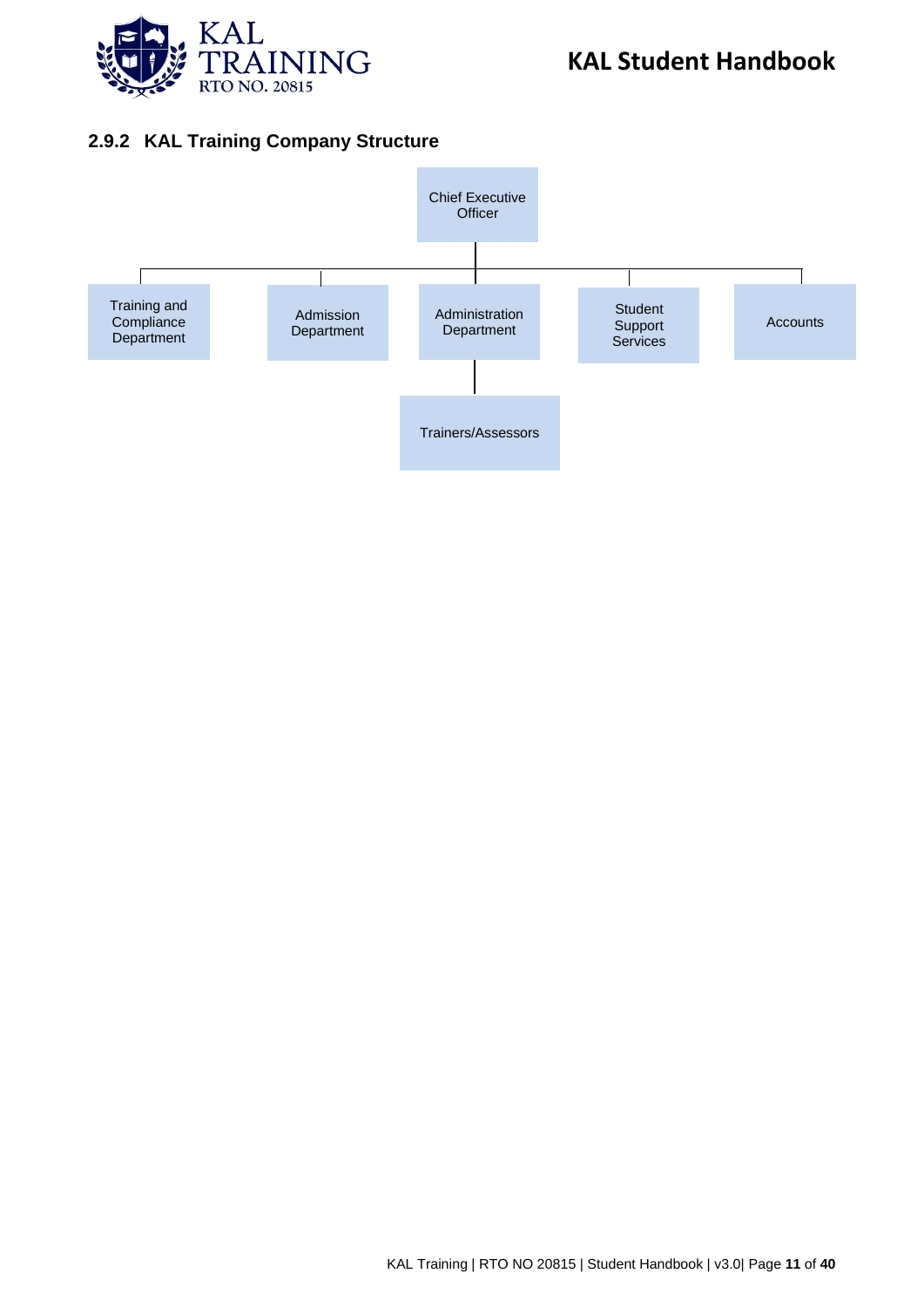### 2.9.2 KAL Training Company Structure

- Chief Executive Officer
  - Training and Compliance Department
  - Admission Department
  - Administration Department
    - Trainers/Assessors
  - Student Support Services
  - Accounts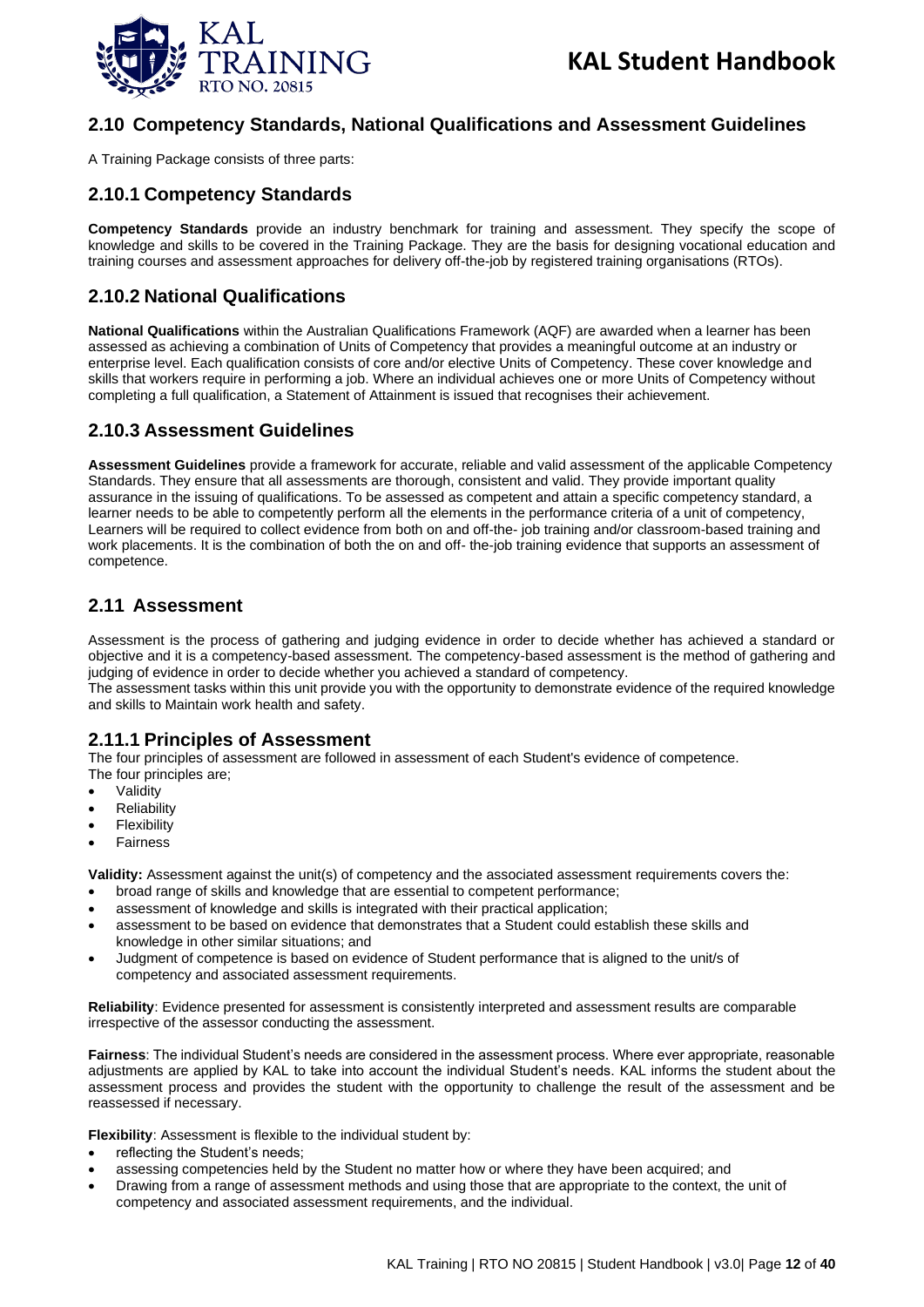## 2.10 Competency Standards, National Qualifications and Assessment Guidelines

A Training Package consists of three parts:

### 2.10.1 Competency Standards

**Competency Standards** provide an industry benchmark for training and assessment. They specify the scope of knowledge and skills to be covered in the Training Package. They are the basis for designing vocational education and training courses and assessment approaches for delivery off-the-job by registered training organisations (RTOs).

### 2.10.2 National Qualifications

**National Qualifications** within the Australian Qualifications Framework (AQF) are awarded when a learner has been assessed as achieving a combination of Units of Competency that provides a meaningful outcome at an industry or enterprise level. Each qualification consists of core and/or elective Units of Competency. These cover knowledge and skills that workers require in performing a job. Where an individual achieves one or more Units of Competency without completing a full qualification, a Statement of Attainment is issued that recognises their achievement.

### 2.10.3 Assessment Guidelines

**Assessment Guidelines** provide a framework for accurate, reliable and valid assessment of the applicable Competency Standards. They ensure that all assessments are thorough, consistent and valid. They provide important quality assurance in the issuing of qualifications. To be assessed as competent and attain a specific competency standard, a learner needs to be able to competently perform all the elements in the performance criteria of a unit of competency, Learners will be required to collect evidence from both on and off-the- job training and/or classroom-based training and work placements. It is the combination of both the on and off- the-job training evidence that supports an assessment of competence.

## 2.11 Assessment

Assessment is the process of gathering and judging evidence in order to decide whether has achieved a standard or objective and it is a competency-based assessment. The competency-based assessment is the method of gathering and judging of evidence in order to decide whether you achieved a standard of competency.

The assessment tasks within this unit provide you with the opportunity to demonstrate evidence of the required knowledge and skills to Maintain work health and safety.

### 2.11.1 Principles of Assessment

The four principles of assessment are followed in assessment of each Student's evidence of competence.
The four principles are;

- Validity
- Reliability
- Flexibility
- Fairness

**Validity:** Assessment against the unit(s) of competency and the associated assessment requirements covers the:

- broad range of skills and knowledge that are essential to competent performance;
- assessment of knowledge and skills is integrated with their practical application;
- assessment to be based on evidence that demonstrates that a Student could establish these skills and knowledge in other similar situations; and
- Judgment of competence is based on evidence of Student performance that is aligned to the unit/s of competency and associated assessment requirements.

**Reliability**: Evidence presented for assessment is consistently interpreted and assessment results are comparable irrespective of the assessor conducting the assessment.

**Fairness**: The individual Student's needs are considered in the assessment process. Where ever appropriate, reasonable adjustments are applied by KAL to take into account the individual Student's needs. KAL informs the student about the assessment process and provides the student with the opportunity to challenge the result of the assessment and be reassessed if necessary.

**Flexibility**: Assessment is flexible to the individual student by:

- reflecting the Student's needs;
- assessing competencies held by the Student no matter how or where they have been acquired; and
- Drawing from a range of assessment methods and using those that are appropriate to the context, the unit of competency and associated assessment requirements, and the individual.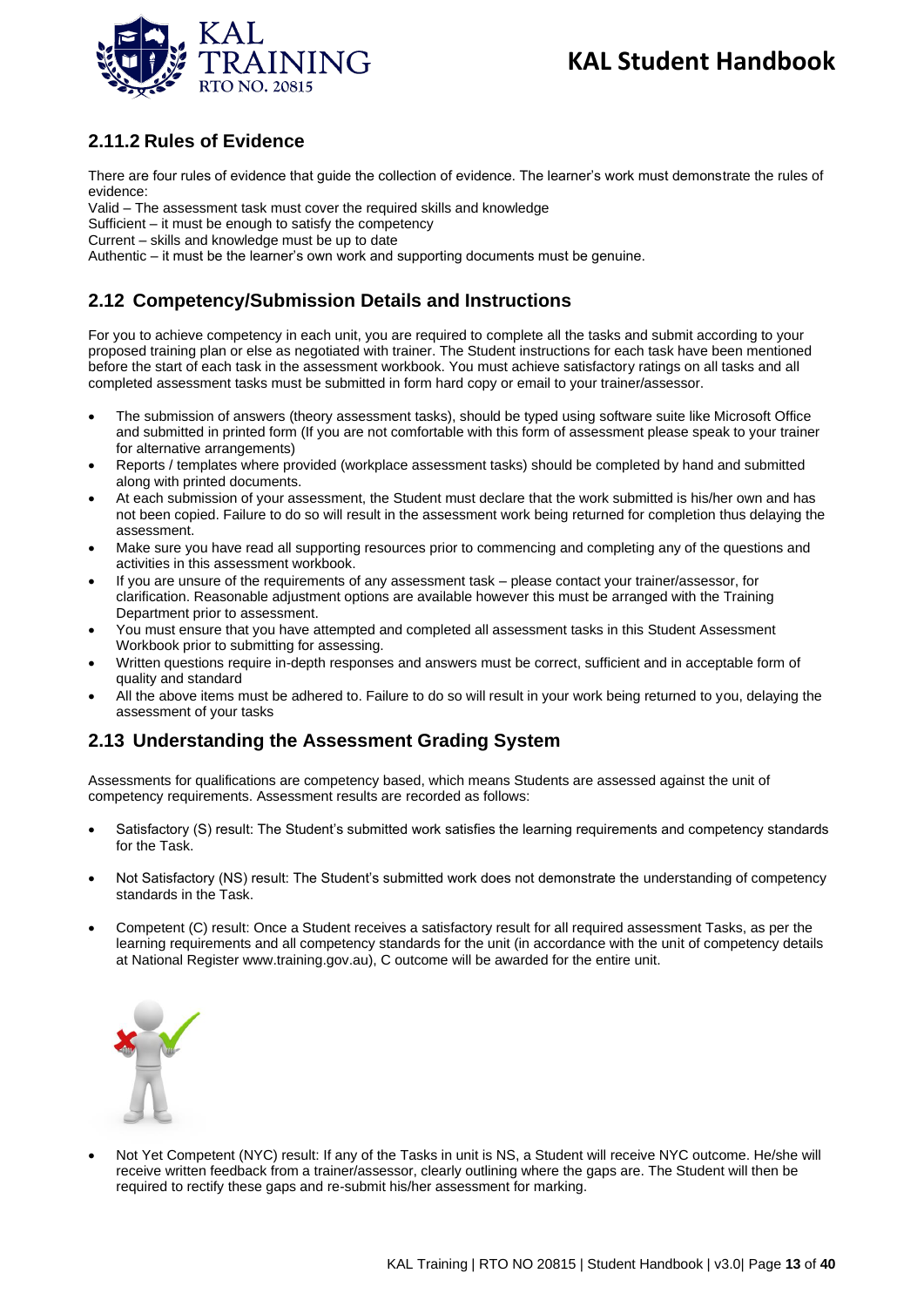### 2.11.2 Rules of Evidence

There are four rules of evidence that guide the collection of evidence. The learner's work must demonstrate the rules of evidence:

Valid – The assessment task must cover the required skills and knowledge

Sufficient – it must be enough to satisfy the competency

Current – skills and knowledge must be up to date

Authentic – it must be the learner's own work and supporting documents must be genuine.

## 2.12 Competency/Submission Details and Instructions

For you to achieve competency in each unit, you are required to complete all the tasks and submit according to your proposed training plan or else as negotiated with trainer. The Student instructions for each task have been mentioned before the start of each task in the assessment workbook. You must achieve satisfactory ratings on all tasks and all completed assessment tasks must be submitted in form hard copy or email to your trainer/assessor.

- The submission of answers (theory assessment tasks), should be typed using software suite like Microsoft Office and submitted in printed form (If you are not comfortable with this form of assessment please speak to your trainer for alternative arrangements)
- Reports / templates where provided (workplace assessment tasks) should be completed by hand and submitted along with printed documents.
- At each submission of your assessment, the Student must declare that the work submitted is his/her own and has not been copied. Failure to do so will result in the assessment work being returned for completion thus delaying the assessment.
- Make sure you have read all supporting resources prior to commencing and completing any of the questions and activities in this assessment workbook.
- If you are unsure of the requirements of any assessment task – please contact your trainer/assessor, for clarification. Reasonable adjustment options are available however this must be arranged with the Training Department prior to assessment.
- You must ensure that you have attempted and completed all assessment tasks in this Student Assessment Workbook prior to submitting for assessing.
- Written questions require in-depth responses and answers must be correct, sufficient and in acceptable form of quality and standard
- All the above items must be adhered to. Failure to do so will result in your work being returned to you, delaying the assessment of your tasks

## 2.13 Understanding the Assessment Grading System

Assessments for qualifications are competency based, which means Students are assessed against the unit of competency requirements. Assessment results are recorded as follows:

- Satisfactory (S) result: The Student's submitted work satisfies the learning requirements and competency standards for the Task.
- Not Satisfactory (NS) result: The Student's submitted work does not demonstrate the understanding of competency standards in the Task.
- Competent (C) result: Once a Student receives a satisfactory result for all required assessment Tasks, as per the learning requirements and all competency standards for the unit (in accordance with the unit of competency details at National Register www.training.gov.au), C outcome will be awarded for the entire unit.
- Not Yet Competent (NYC) result: If any of the Tasks in unit is NS, a Student will receive NYC outcome. He/she will receive written feedback from a trainer/assessor, clearly outlining where the gaps are. The Student will then be required to rectify these gaps and re-submit his/her assessment for marking.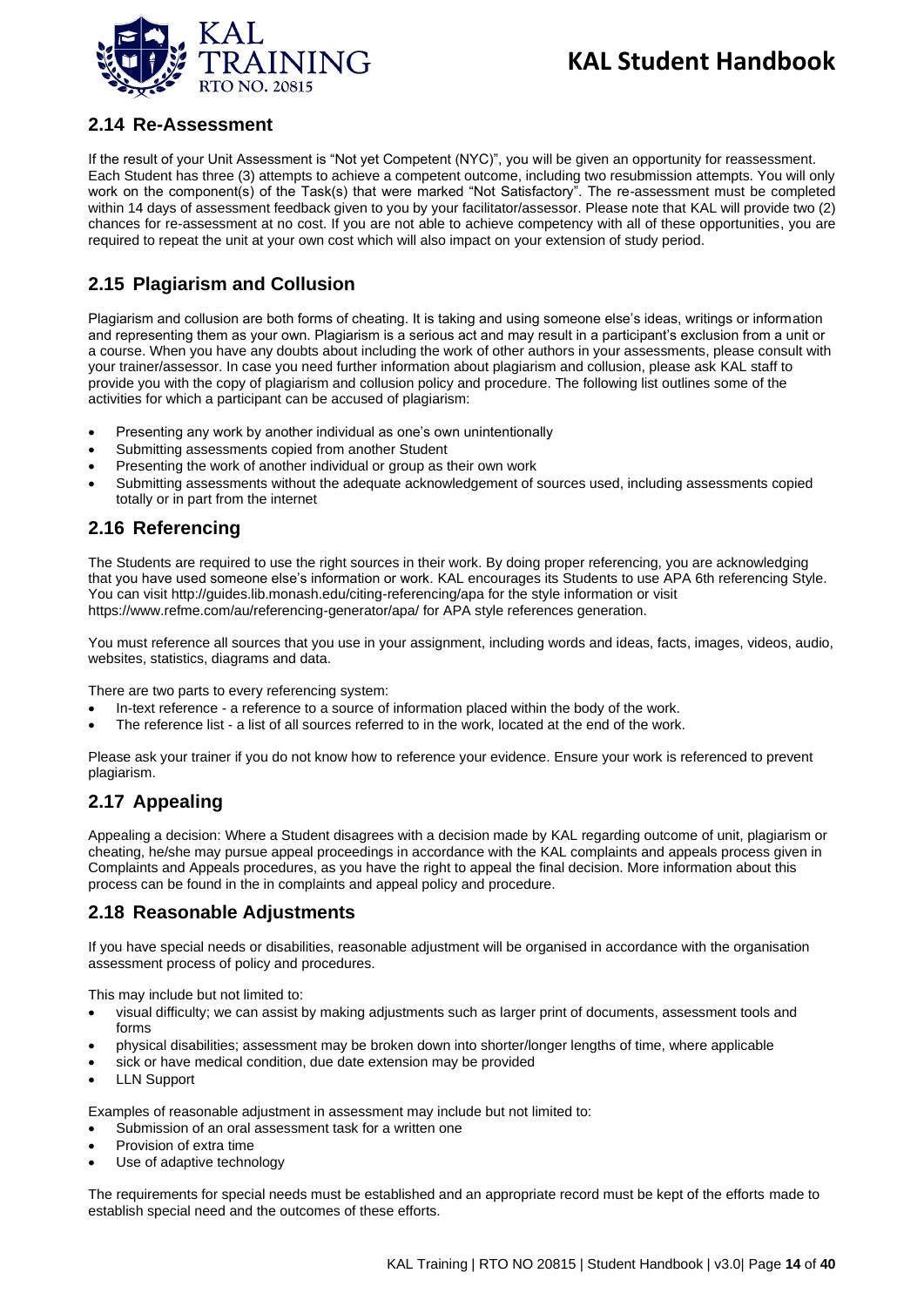## 2.14 Re-Assessment

If the result of your Unit Assessment is "Not yet Competent (NYC)", you will be given an opportunity for reassessment. Each Student has three (3) attempts to achieve a competent outcome, including two resubmission attempts. You will only work on the component(s) of the Task(s) that were marked "Not Satisfactory". The re-assessment must be completed within 14 days of assessment feedback given to you by your facilitator/assessor. Please note that KAL will provide two (2) chances for re-assessment at no cost. If you are not able to achieve competency with all of these opportunities, you are required to repeat the unit at your own cost which will also impact on your extension of study period.

## 2.15 Plagiarism and Collusion

Plagiarism and collusion are both forms of cheating. It is taking and using someone else's ideas, writings or information and representing them as your own. Plagiarism is a serious act and may result in a participant's exclusion from a unit or a course. When you have any doubts about including the work of other authors in your assessments, please consult with your trainer/assessor. In case you need further information about plagiarism and collusion, please ask KAL staff to provide you with the copy of plagiarism and collusion policy and procedure. The following list outlines some of the activities for which a participant can be accused of plagiarism:

- Presenting any work by another individual as one's own unintentionally
- Submitting assessments copied from another Student
- Presenting the work of another individual or group as their own work
- Submitting assessments without the adequate acknowledgement of sources used, including assessments copied totally or in part from the internet

## 2.16 Referencing

The Students are required to use the right sources in their work. By doing proper referencing, you are acknowledging that you have used someone else's information or work. KAL encourages its Students to use APA 6th referencing Style. You can visit http://guides.lib.monash.edu/citing-referencing/apa for the style information or visit https://www.refme.com/au/referencing-generator/apa/ for APA style references generation.

You must reference all sources that you use in your assignment, including words and ideas, facts, images, videos, audio, websites, statistics, diagrams and data.

There are two parts to every referencing system:

- In-text reference - a reference to a source of information placed within the body of the work.
- The reference list - a list of all sources referred to in the work, located at the end of the work.

Please ask your trainer if you do not know how to reference your evidence. Ensure your work is referenced to prevent plagiarism.

## 2.17 Appealing

Appealing a decision: Where a Student disagrees with a decision made by KAL regarding outcome of unit, plagiarism or cheating, he/she may pursue appeal proceedings in accordance with the KAL complaints and appeals process given in Complaints and Appeals procedures, as you have the right to appeal the final decision. More information about this process can be found in the in complaints and appeal policy and procedure.

## 2.18 Reasonable Adjustments

If you have special needs or disabilities, reasonable adjustment will be organised in accordance with the organisation assessment process of policy and procedures.

This may include but not limited to:

- visual difficulty; we can assist by making adjustments such as larger print of documents, assessment tools and forms
- physical disabilities; assessment may be broken down into shorter/longer lengths of time, where applicable
- sick or have medical condition, due date extension may be provided
- LLN Support

Examples of reasonable adjustment in assessment may include but not limited to:

- Submission of an oral assessment task for a written one
- Provision of extra time
- Use of adaptive technology

The requirements for special needs must be established and an appropriate record must be kept of the efforts made to establish special need and the outcomes of these efforts.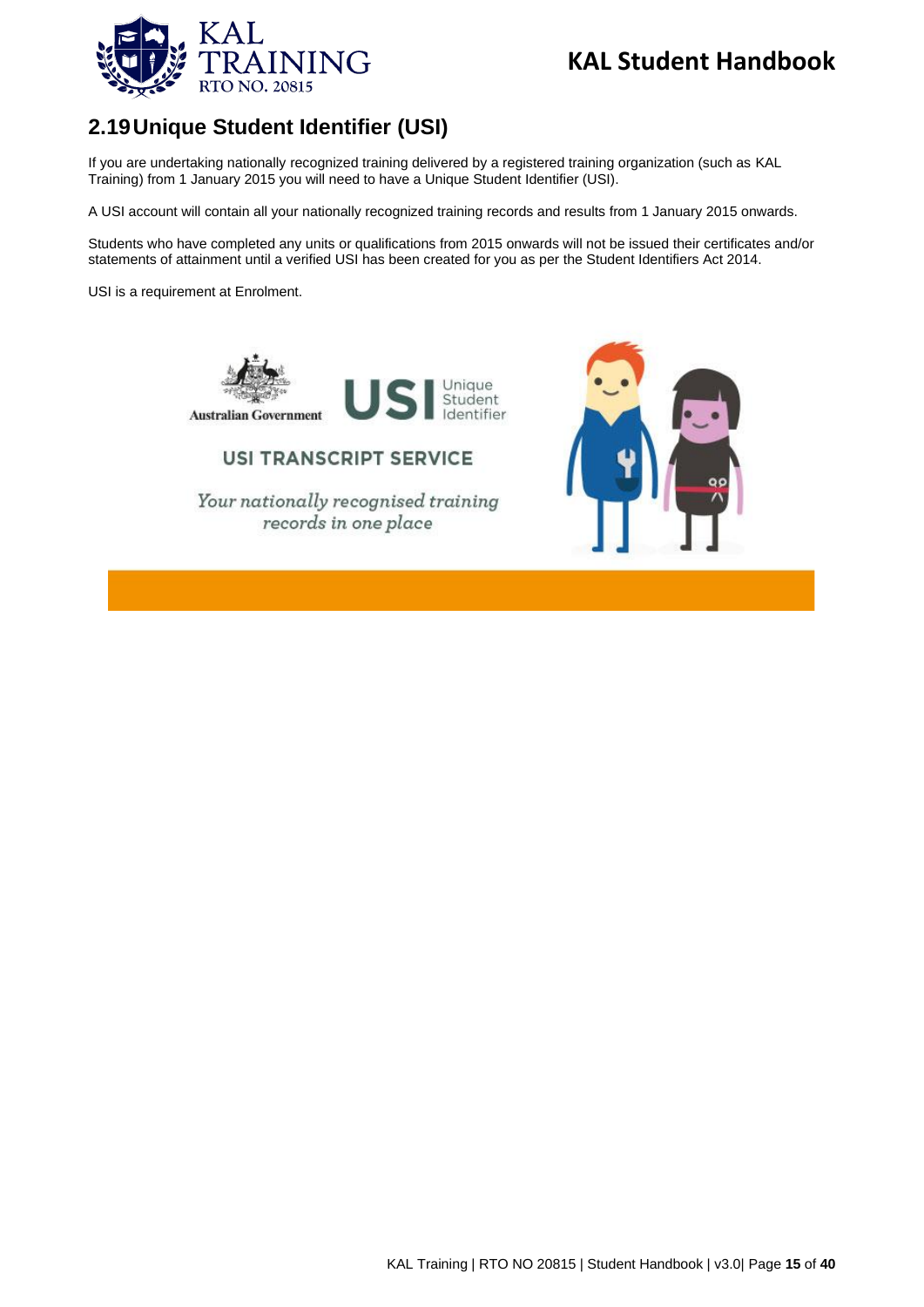## 2.19 Unique Student Identifier (USI)

If you are undertaking nationally recognized training delivered by a registered training organization (such as KAL Training) from 1 January 2015 you will need to have a Unique Student Identifier (USI).

A USI account will contain all your nationally recognized training records and results from 1 January 2015 onwards.

Students who have completed any units or qualifications from 2015 onwards will not be issued their certificates and/or statements of attainment until a verified USI has been created for you as per the Student Identifiers Act 2014.

USI is a requirement at Enrolment.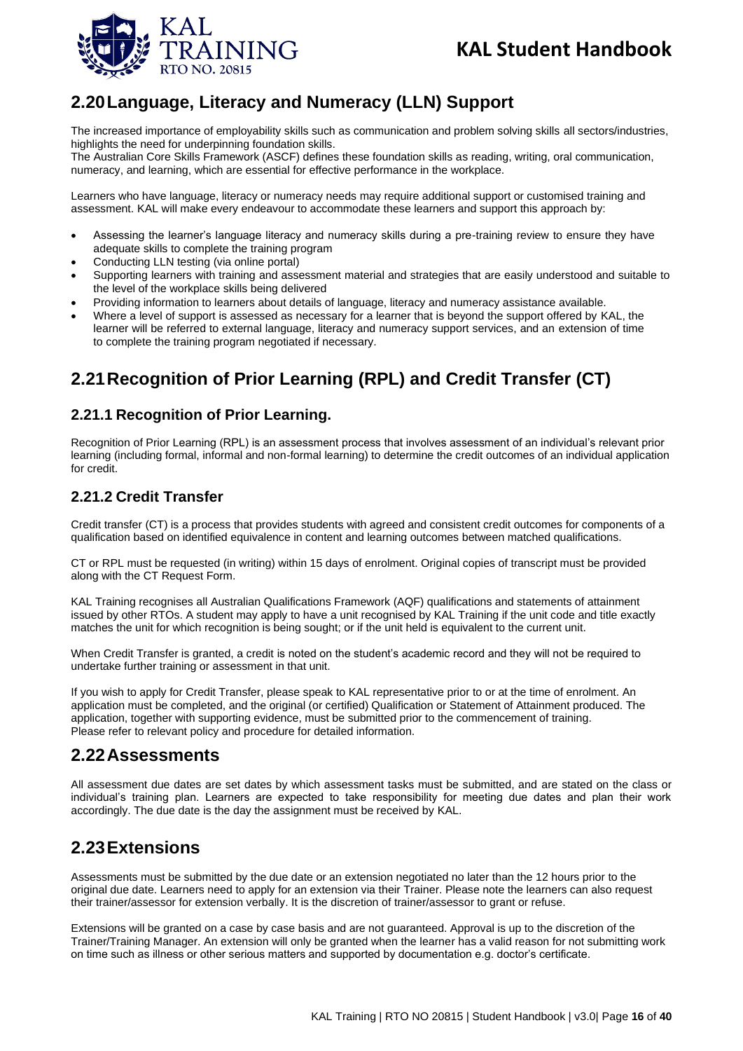## 2.20 Language, Literacy and Numeracy (LLN) Support

The increased importance of employability skills such as communication and problem solving skills all sectors/industries, highlights the need for underpinning foundation skills.
The Australian Core Skills Framework (ASCF) defines these foundation skills as reading, writing, oral communication, numeracy, and learning, which are essential for effective performance in the workplace.

Learners who have language, literacy or numeracy needs may require additional support or customised training and assessment. KAL will make every endeavour to accommodate these learners and support this approach by:

- Assessing the learner's language literacy and numeracy skills during a pre-training review to ensure they have adequate skills to complete the training program
- Conducting LLN testing (via online portal)
- Supporting learners with training and assessment material and strategies that are easily understood and suitable to the level of the workplace skills being delivered
- Providing information to learners about details of language, literacy and numeracy assistance available.
- Where a level of support is assessed as necessary for a learner that is beyond the support offered by KAL, the learner will be referred to external language, literacy and numeracy support services, and an extension of time to complete the training program negotiated if necessary.

## 2.21 Recognition of Prior Learning (RPL) and Credit Transfer (CT)

### 2.21.1 Recognition of Prior Learning.

Recognition of Prior Learning (RPL) is an assessment process that involves assessment of an individual's relevant prior learning (including formal, informal and non-formal learning) to determine the credit outcomes of an individual application for credit.

### 2.21.2 Credit Transfer

Credit transfer (CT) is a process that provides students with agreed and consistent credit outcomes for components of a qualification based on identified equivalence in content and learning outcomes between matched qualifications.

CT or RPL must be requested (in writing) within 15 days of enrolment. Original copies of transcript must be provided along with the CT Request Form.

KAL Training recognises all Australian Qualifications Framework (AQF) qualifications and statements of attainment issued by other RTOs. A student may apply to have a unit recognised by KAL Training if the unit code and title exactly matches the unit for which recognition is being sought; or if the unit held is equivalent to the current unit.

When Credit Transfer is granted, a credit is noted on the student's academic record and they will not be required to undertake further training or assessment in that unit.

If you wish to apply for Credit Transfer, please speak to KAL representative prior to or at the time of enrolment. An application must be completed, and the original (or certified) Qualification or Statement of Attainment produced. The application, together with supporting evidence, must be submitted prior to the commencement of training.
Please refer to relevant policy and procedure for detailed information.

## 2.22 Assessments

All assessment due dates are set dates by which assessment tasks must be submitted, and are stated on the class or individual's training plan. Learners are expected to take responsibility for meeting due dates and plan their work accordingly. The due date is the day the assignment must be received by KAL.

## 2.23 Extensions

Assessments must be submitted by the due date or an extension negotiated no later than the 12 hours prior to the original due date. Learners need to apply for an extension via their Trainer. Please note the learners can also request their trainer/assessor for extension verbally. It is the discretion of trainer/assessor to grant or refuse.

Extensions will be granted on a case by case basis and are not guaranteed. Approval is up to the discretion of the Trainer/Training Manager. An extension will only be granted when the learner has a valid reason for not submitting work on time such as illness or other serious matters and supported by documentation e.g. doctor's certificate.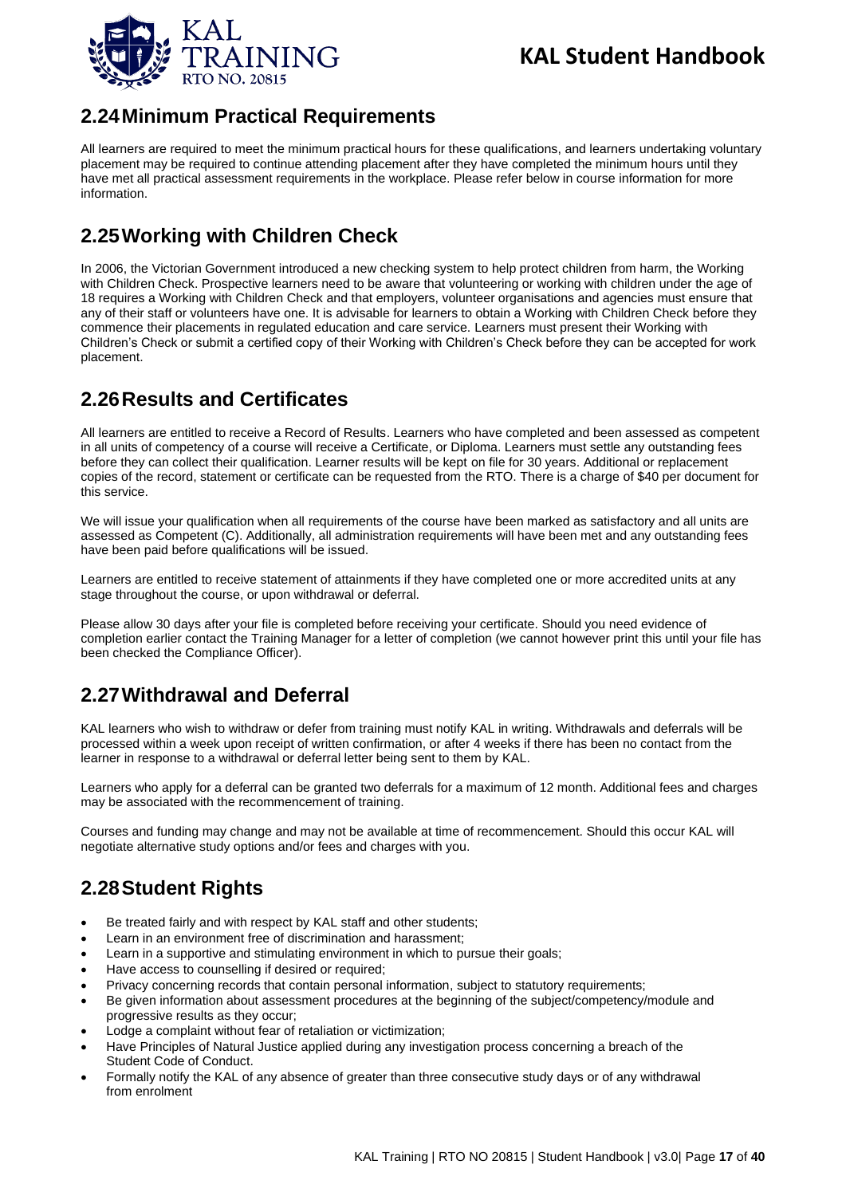## 2.24 Minimum Practical Requirements

All learners are required to meet the minimum practical hours for these qualifications, and learners undertaking voluntary placement may be required to continue attending placement after they have completed the minimum hours until they have met all practical assessment requirements in the workplace. Please refer below in course information for more information.

## 2.25 Working with Children Check

In 2006, the Victorian Government introduced a new checking system to help protect children from harm, the Working with Children Check. Prospective learners need to be aware that volunteering or working with children under the age of 18 requires a Working with Children Check and that employers, volunteer organisations and agencies must ensure that any of their staff or volunteers have one. It is advisable for learners to obtain a Working with Children Check before they commence their placements in regulated education and care service. Learners must present their Working with Children's Check or submit a certified copy of their Working with Children's Check before they can be accepted for work placement.

## 2.26 Results and Certificates

All learners are entitled to receive a Record of Results. Learners who have completed and been assessed as competent in all units of competency of a course will receive a Certificate, or Diploma. Learners must settle any outstanding fees before they can collect their qualification. Learner results will be kept on file for 30 years. Additional or replacement copies of the record, statement or certificate can be requested from the RTO. There is a charge of $40 per document for this service.

We will issue your qualification when all requirements of the course have been marked as satisfactory and all units are assessed as Competent (C). Additionally, all administration requirements will have been met and any outstanding fees have been paid before qualifications will be issued.

Learners are entitled to receive statement of attainments if they have completed one or more accredited units at any stage throughout the course, or upon withdrawal or deferral.

Please allow 30 days after your file is completed before receiving your certificate. Should you need evidence of completion earlier contact the Training Manager for a letter of completion (we cannot however print this until your file has been checked the Compliance Officer).

## 2.27 Withdrawal and Deferral

KAL learners who wish to withdraw or defer from training must notify KAL in writing. Withdrawals and deferrals will be processed within a week upon receipt of written confirmation, or after 4 weeks if there has been no contact from the learner in response to a withdrawal or deferral letter being sent to them by KAL.

Learners who apply for a deferral can be granted two deferrals for a maximum of 12 month. Additional fees and charges may be associated with the recommencement of training.

Courses and funding may change and may not be available at time of recommencement. Should this occur KAL will negotiate alternative study options and/or fees and charges with you.

## 2.28 Student Rights

- Be treated fairly and with respect by KAL staff and other students;
- Learn in an environment free of discrimination and harassment;
- Learn in a supportive and stimulating environment in which to pursue their goals;
- Have access to counselling if desired or required;
- Privacy concerning records that contain personal information, subject to statutory requirements;
- Be given information about assessment procedures at the beginning of the subject/competency/module and progressive results as they occur;
- Lodge a complaint without fear of retaliation or victimization;
- Have Principles of Natural Justice applied during any investigation process concerning a breach of the Student Code of Conduct.
- Formally notify the KAL of any absence of greater than three consecutive study days or of any withdrawal from enrolment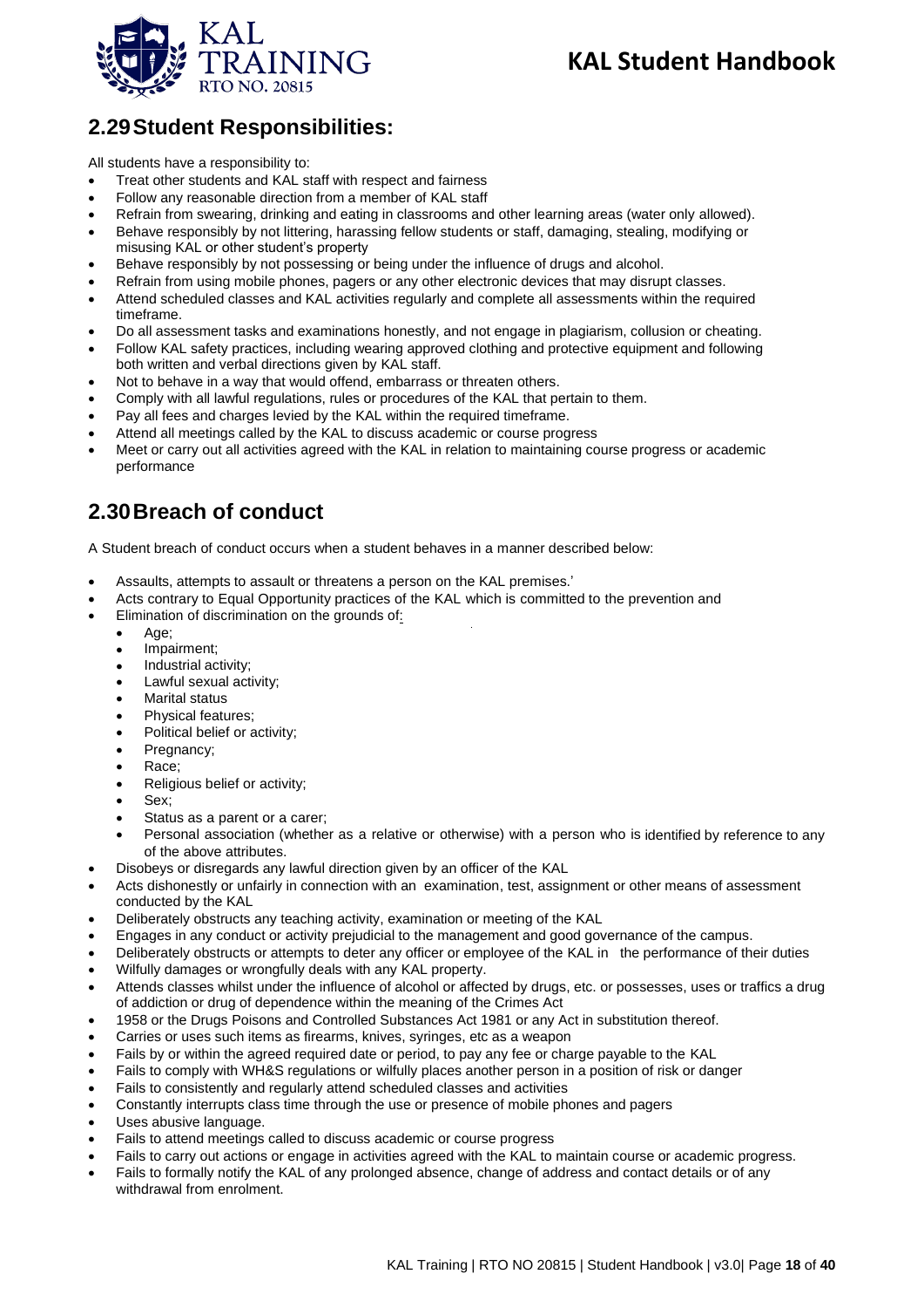## 2.29 Student Responsibilities:

All students have a responsibility to:

- Treat other students and KAL staff with respect and fairness
- Follow any reasonable direction from a member of KAL staff
- Refrain from swearing, drinking and eating in classrooms and other learning areas (water only allowed).
- Behave responsibly by not littering, harassing fellow students or staff, damaging, stealing, modifying or misusing KAL or other student's property
- Behave responsibly by not possessing or being under the influence of drugs and alcohol.
- Refrain from using mobile phones, pagers or any other electronic devices that may disrupt classes.
- Attend scheduled classes and KAL activities regularly and complete all assessments within the required timeframe.
- Do all assessment tasks and examinations honestly, and not engage in plagiarism, collusion or cheating.
- Follow KAL safety practices, including wearing approved clothing and protective equipment and following both written and verbal directions given by KAL staff.
- Not to behave in a way that would offend, embarrass or threaten others.
- Comply with all lawful regulations, rules or procedures of the KAL that pertain to them.
- Pay all fees and charges levied by the KAL within the required timeframe.
- Attend all meetings called by the KAL to discuss academic or course progress
- Meet or carry out all activities agreed with the KAL in relation to maintaining course progress or academic performance

## 2.30 Breach of conduct

A Student breach of conduct occurs when a student behaves in a manner described below:

- Assaults, attempts to assault or threatens a person on the KAL premises.'
- Acts contrary to Equal Opportunity practices of the KAL which is committed to the prevention and
- Elimination of discrimination on the grounds of:
  - Age;
  - Impairment;
  - Industrial activity;
  - Lawful sexual activity;
  - Marital status
  - Physical features;
  - Political belief or activity;
  - Pregnancy;
  - Race;
  - Religious belief or activity;
  - Sex;
  - Status as a parent or a carer;
  - Personal association (whether as a relative or otherwise) with a person who is identified by reference to any of the above attributes.
- Disobeys or disregards any lawful direction given by an officer of the KAL
- Acts dishonestly or unfairly in connection with an examination, test, assignment or other means of assessment conducted by the KAL
- Deliberately obstructs any teaching activity, examination or meeting of the KAL
- Engages in any conduct or activity prejudicial to the management and good governance of the campus.
- Deliberately obstructs or attempts to deter any officer or employee of the KAL in the performance of their duties
- Wilfully damages or wrongfully deals with any KAL property.
- Attends classes whilst under the influence of alcohol or affected by drugs, etc. or possesses, uses or traffics a drug of addiction or drug of dependence within the meaning of the Crimes Act
- 1958 or the Drugs Poisons and Controlled Substances Act 1981 or any Act in substitution thereof.
- Carries or uses such items as firearms, knives, syringes, etc as a weapon
- Fails by or within the agreed required date or period, to pay any fee or charge payable to the KAL
- Fails to comply with WH&S regulations or wilfully places another person in a position of risk or danger
- Fails to consistently and regularly attend scheduled classes and activities
- Constantly interrupts class time through the use or presence of mobile phones and pagers
- Uses abusive language.
- Fails to attend meetings called to discuss academic or course progress
- Fails to carry out actions or engage in activities agreed with the KAL to maintain course or academic progress.
- Fails to formally notify the KAL of any prolonged absence, change of address and contact details or of any withdrawal from enrolment.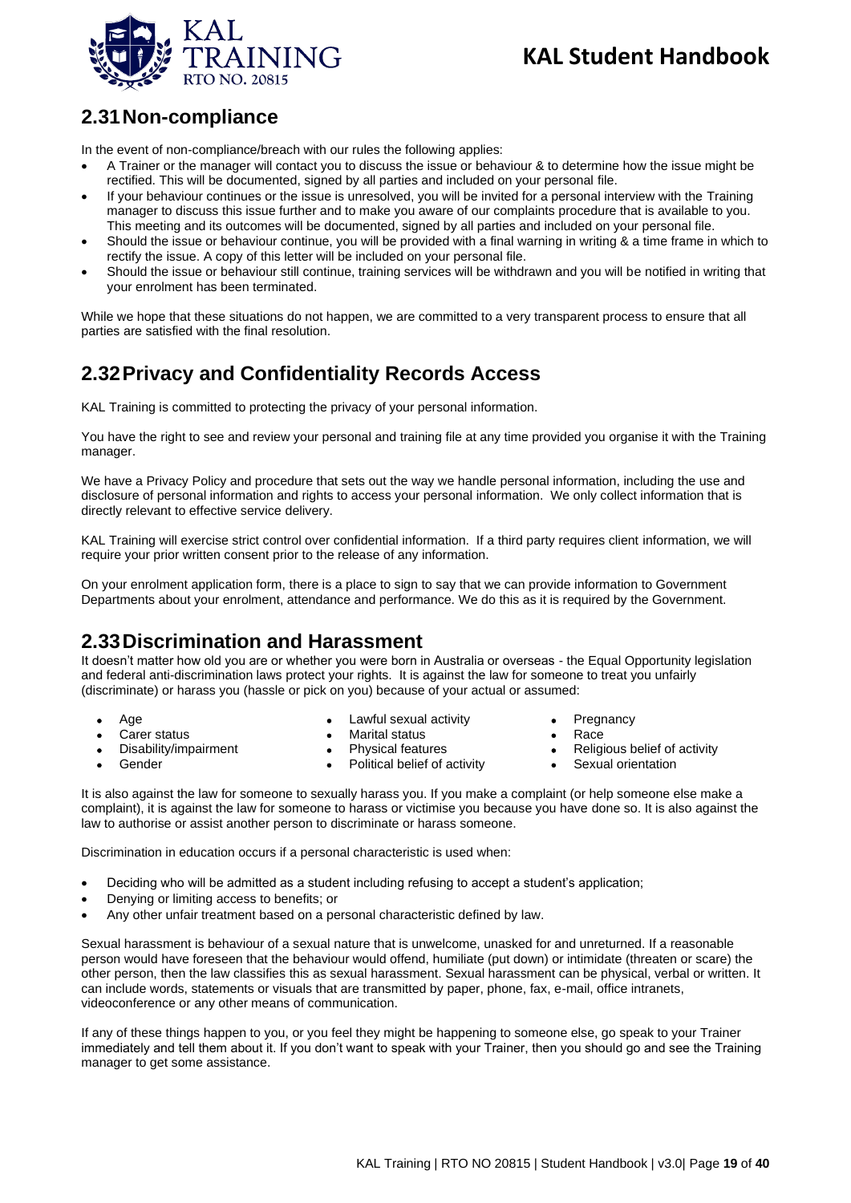## 2.31 Non-compliance

In the event of non-compliance/breach with our rules the following applies:

- A Trainer or the manager will contact you to discuss the issue or behaviour & to determine how the issue might be rectified. This will be documented, signed by all parties and included on your personal file.
- If your behaviour continues or the issue is unresolved, you will be invited for a personal interview with the Training manager to discuss this issue further and to make you aware of our complaints procedure that is available to you. This meeting and its outcomes will be documented, signed by all parties and included on your personal file.
- Should the issue or behaviour continue, you will be provided with a final warning in writing & a time frame in which to rectify the issue. A copy of this letter will be included on your personal file.
- Should the issue or behaviour still continue, training services will be withdrawn and you will be notified in writing that your enrolment has been terminated.

While we hope that these situations do not happen, we are committed to a very transparent process to ensure that all parties are satisfied with the final resolution.

## 2.32 Privacy and Confidentiality Records Access

KAL Training is committed to protecting the privacy of your personal information.

You have the right to see and review your personal and training file at any time provided you organise it with the Training manager.

We have a Privacy Policy and procedure that sets out the way we handle personal information, including the use and disclosure of personal information and rights to access your personal information. We only collect information that is directly relevant to effective service delivery.

KAL Training will exercise strict control over confidential information. If a third party requires client information, we will require your prior written consent prior to the release of any information.

On your enrolment application form, there is a place to sign to say that we can provide information to Government Departments about your enrolment, attendance and performance. We do this as it is required by the Government.

## 2.33 Discrimination and Harassment

It doesn't matter how old you are or whether you were born in Australia or overseas - the Equal Opportunity legislation and federal anti-discrimination laws protect your rights. It is against the law for someone to treat you unfairly (discriminate) or harass you (hassle or pick on you) because of your actual or assumed:

- Age
- Carer status
- Disability/impairment
- Gender
- Lawful sexual activity
- Marital status
- Physical features
- Political belief of activity
- Pregnancy
- Race
- Religious belief of activity
- Sexual orientation

It is also against the law for someone to sexually harass you. If you make a complaint (or help someone else make a complaint), it is against the law for someone to harass or victimise you because you have done so. It is also against the law to authorise or assist another person to discriminate or harass someone.

Discrimination in education occurs if a personal characteristic is used when:

- Deciding who will be admitted as a student including refusing to accept a student's application;
- Denying or limiting access to benefits; or
- Any other unfair treatment based on a personal characteristic defined by law.

Sexual harassment is behaviour of a sexual nature that is unwelcome, unasked for and unreturned. If a reasonable person would have foreseen that the behaviour would offend, humiliate (put down) or intimidate (threaten or scare) the other person, then the law classifies this as sexual harassment. Sexual harassment can be physical, verbal or written. It can include words, statements or visuals that are transmitted by paper, phone, fax, e-mail, office intranets, videoconference or any other means of communication.

If any of these things happen to you, or you feel they might be happening to someone else, go speak to your Trainer immediately and tell them about it. If you don't want to speak with your Trainer, then you should go and see the Training manager to get some assistance.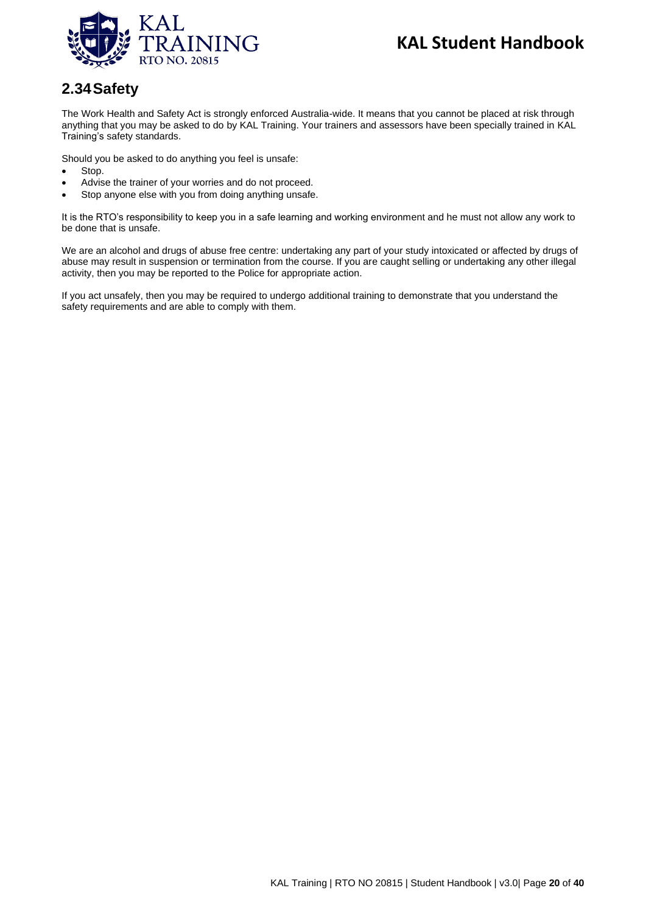## 2.34 Safety

The Work Health and Safety Act is strongly enforced Australia-wide. It means that you cannot be placed at risk through anything that you may be asked to do by KAL Training. Your trainers and assessors have been specially trained in KAL Training's safety standards.

Should you be asked to do anything you feel is unsafe:

- Stop.
- Advise the trainer of your worries and do not proceed.
- Stop anyone else with you from doing anything unsafe.

It is the RTO's responsibility to keep you in a safe learning and working environment and he must not allow any work to be done that is unsafe.

We are an alcohol and drugs of abuse free centre: undertaking any part of your study intoxicated or affected by drugs of abuse may result in suspension or termination from the course. If you are caught selling or undertaking any other illegal activity, then you may be reported to the Police for appropriate action.

If you act unsafely, then you may be required to undergo additional training to demonstrate that you understand the safety requirements and are able to comply with them.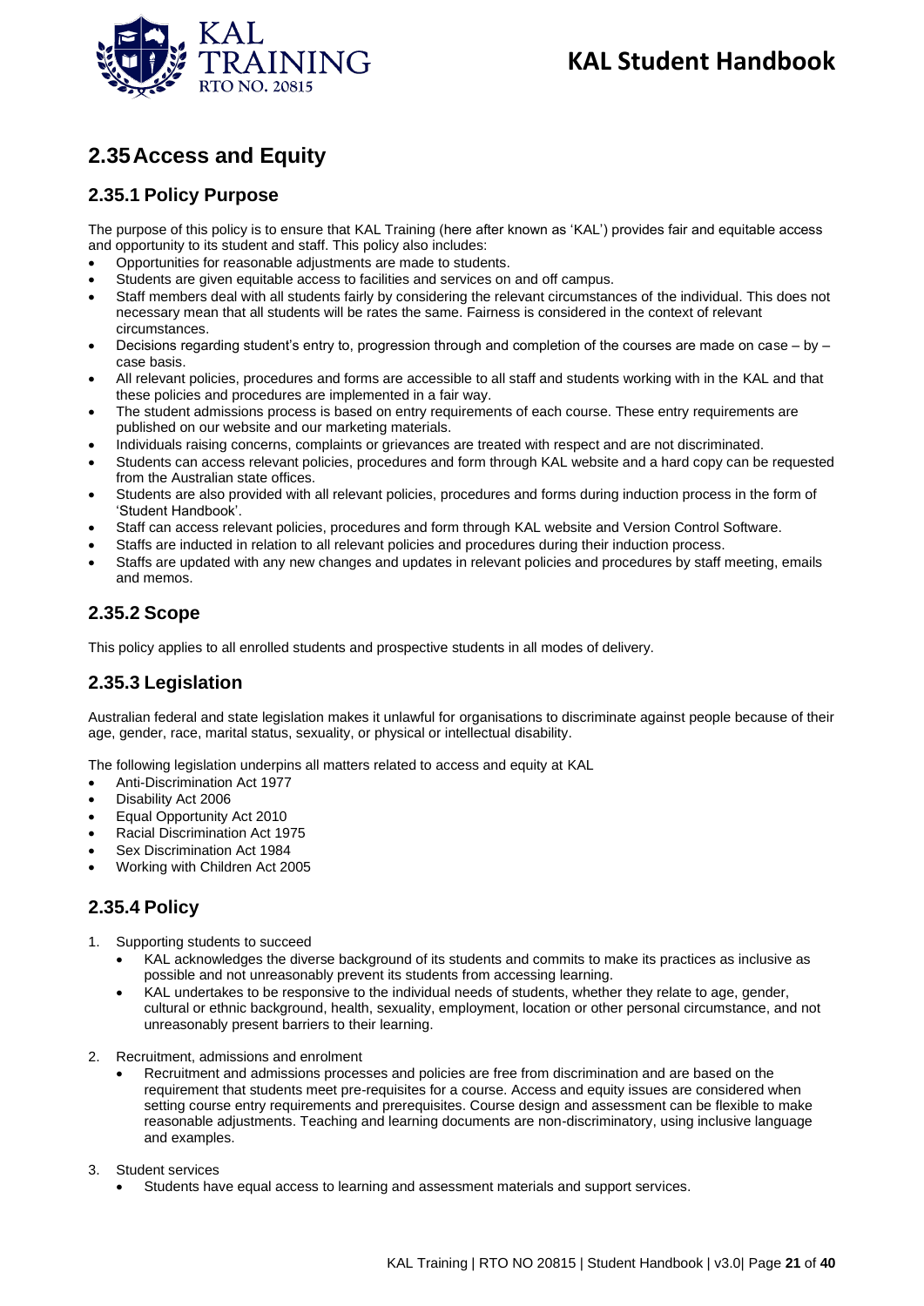## 2.35 Access and Equity

### 2.35.1 Policy Purpose

The purpose of this policy is to ensure that KAL Training (here after known as 'KAL') provides fair and equitable access and opportunity to its student and staff. This policy also includes:

- Opportunities for reasonable adjustments are made to students.
- Students are given equitable access to facilities and services on and off campus.
- Staff members deal with all students fairly by considering the relevant circumstances of the individual. This does not necessary mean that all students will be rates the same. Fairness is considered in the context of relevant circumstances.
- Decisions regarding student's entry to, progression through and completion of the courses are made on case – by – case basis.
- All relevant policies, procedures and forms are accessible to all staff and students working with in the KAL and that these policies and procedures are implemented in a fair way.
- The student admissions process is based on entry requirements of each course. These entry requirements are published on our website and our marketing materials.
- Individuals raising concerns, complaints or grievances are treated with respect and are not discriminated.
- Students can access relevant policies, procedures and form through KAL website and a hard copy can be requested from the Australian state offices.
- Students are also provided with all relevant policies, procedures and forms during induction process in the form of 'Student Handbook'.
- Staff can access relevant policies, procedures and form through KAL website and Version Control Software.
- Staffs are inducted in relation to all relevant policies and procedures during their induction process.
- Staffs are updated with any new changes and updates in relevant policies and procedures by staff meeting, emails and memos.

### 2.35.2 Scope

This policy applies to all enrolled students and prospective students in all modes of delivery.

### 2.35.3 Legislation

Australian federal and state legislation makes it unlawful for organisations to discriminate against people because of their age, gender, race, marital status, sexuality, or physical or intellectual disability.

The following legislation underpins all matters related to access and equity at KAL

- Anti-Discrimination Act 1977
- Disability Act 2006
- Equal Opportunity Act 2010
- Racial Discrimination Act 1975
- Sex Discrimination Act 1984
- Working with Children Act 2005

### 2.35.4 Policy

1. Supporting students to succeed
   - KAL acknowledges the diverse background of its students and commits to make its practices as inclusive as possible and not unreasonably prevent its students from accessing learning.
   - KAL undertakes to be responsive to the individual needs of students, whether they relate to age, gender, cultural or ethnic background, health, sexuality, employment, location or other personal circumstance, and not unreasonably present barriers to their learning.

2. Recruitment, admissions and enrolment
   - Recruitment and admissions processes and policies are free from discrimination and are based on the requirement that students meet pre-requisites for a course. Access and equity issues are considered when setting course entry requirements and prerequisites. Course design and assessment can be flexible to make reasonable adjustments. Teaching and learning documents are non-discriminatory, using inclusive language and examples.

3. Student services
   - Students have equal access to learning and assessment materials and support services.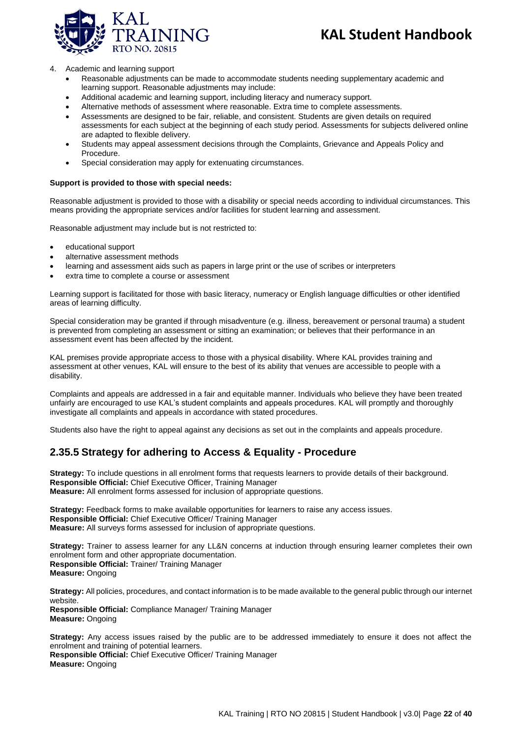4. Academic and learning support
   - Reasonable adjustments can be made to accommodate students needing supplementary academic and learning support. Reasonable adjustments may include:
   - Additional academic and learning support, including literacy and numeracy support.
   - Alternative methods of assessment where reasonable. Extra time to complete assessments.
   - Assessments are designed to be fair, reliable, and consistent. Students are given details on required assessments for each subject at the beginning of each study period. Assessments for subjects delivered online are adapted to flexible delivery.
   - Students may appeal assessment decisions through the Complaints, Grievance and Appeals Policy and Procedure.
   - Special consideration may apply for extenuating circumstances.

**Support is provided to those with special needs:**

Reasonable adjustment is provided to those with a disability or special needs according to individual circumstances. This means providing the appropriate services and/or facilities for student learning and assessment.

Reasonable adjustment may include but is not restricted to:

- educational support
- alternative assessment methods
- learning and assessment aids such as papers in large print or the use of scribes or interpreters
- extra time to complete a course or assessment

Learning support is facilitated for those with basic literacy, numeracy or English language difficulties or other identified areas of learning difficulty.

Special consideration may be granted if through misadventure (e.g. illness, bereavement or personal trauma) a student is prevented from completing an assessment or sitting an examination; or believes that their performance in an assessment event has been affected by the incident.

KAL premises provide appropriate access to those with a physical disability. Where KAL provides training and assessment at other venues, KAL will ensure to the best of its ability that venues are accessible to people with a disability.

Complaints and appeals are addressed in a fair and equitable manner. Individuals who believe they have been treated unfairly are encouraged to use KAL's student complaints and appeals procedures. KAL will promptly and thoroughly investigate all complaints and appeals in accordance with stated procedures.

Students also have the right to appeal against any decisions as set out in the complaints and appeals procedure.

## 2.35.5 Strategy for adhering to Access & Equality - Procedure

**Strategy:** To include questions in all enrolment forms that requests learners to provide details of their background.
**Responsible Official:** Chief Executive Officer, Training Manager
**Measure:** All enrolment forms assessed for inclusion of appropriate questions.

**Strategy:** Feedback forms to make available opportunities for learners to raise any access issues.
**Responsible Official:** Chief Executive Officer/ Training Manager
**Measure:** All surveys forms assessed for inclusion of appropriate questions.

**Strategy:** Trainer to assess learner for any LL&N concerns at induction through ensuring learner completes their own enrolment form and other appropriate documentation.
**Responsible Official:** Trainer/ Training Manager
**Measure:** Ongoing

**Strategy:** All policies, procedures, and contact information is to be made available to the general public through our internet website.
**Responsible Official:** Compliance Manager/ Training Manager
**Measure:** Ongoing

**Strategy:** Any access issues raised by the public are to be addressed immediately to ensure it does not affect the enrolment and training of potential learners.
**Responsible Official:** Chief Executive Officer/ Training Manager
**Measure:** Ongoing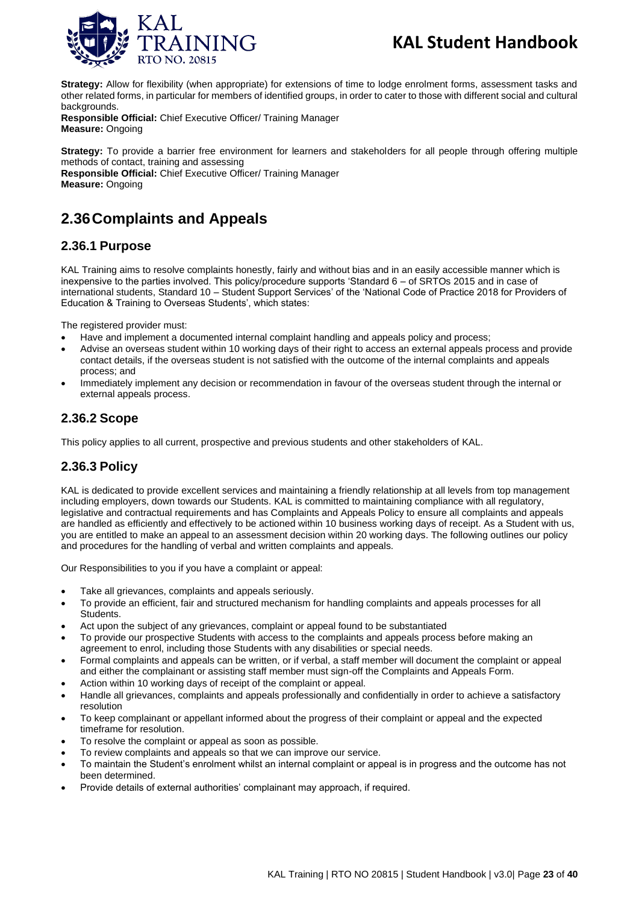**Strategy:** Allow for flexibility (when appropriate) for extensions of time to lodge enrolment forms, assessment tasks and other related forms, in particular for members of identified groups, in order to cater to those with different social and cultural backgrounds.
**Responsible Official:** Chief Executive Officer/ Training Manager
**Measure:** Ongoing

**Strategy:** To provide a barrier free environment for learners and stakeholders for all people through offering multiple methods of contact, training and assessing
**Responsible Official:** Chief Executive Officer/ Training Manager
**Measure:** Ongoing

## 2.36 Complaints and Appeals

### 2.36.1 Purpose

KAL Training aims to resolve complaints honestly, fairly and without bias and in an easily accessible manner which is inexpensive to the parties involved. This policy/procedure supports 'Standard 6 – of SRTOs 2015 and in case of international students, Standard 10 – Student Support Services' of the 'National Code of Practice 2018 for Providers of Education & Training to Overseas Students', which states:

The registered provider must:

- Have and implement a documented internal complaint handling and appeals policy and process;
- Advise an overseas student within 10 working days of their right to access an external appeals process and provide contact details, if the overseas student is not satisfied with the outcome of the internal complaints and appeals process; and
- Immediately implement any decision or recommendation in favour of the overseas student through the internal or external appeals process.

### 2.36.2 Scope

This policy applies to all current, prospective and previous students and other stakeholders of KAL.

### 2.36.3 Policy

KAL is dedicated to provide excellent services and maintaining a friendly relationship at all levels from top management including employers, down towards our Students. KAL is committed to maintaining compliance with all regulatory, legislative and contractual requirements and has Complaints and Appeals Policy to ensure all complaints and appeals are handled as efficiently and effectively to be actioned within 10 business working days of receipt. As a Student with us, you are entitled to make an appeal to an assessment decision within 20 working days. The following outlines our policy and procedures for the handling of verbal and written complaints and appeals.

Our Responsibilities to you if you have a complaint or appeal:

- Take all grievances, complaints and appeals seriously.
- To provide an efficient, fair and structured mechanism for handling complaints and appeals processes for all Students.
- Act upon the subject of any grievances, complaint or appeal found to be substantiated
- To provide our prospective Students with access to the complaints and appeals process before making an agreement to enrol, including those Students with any disabilities or special needs.
- Formal complaints and appeals can be written, or if verbal, a staff member will document the complaint or appeal and either the complainant or assisting staff member must sign-off the Complaints and Appeals Form.
- Action within 10 working days of receipt of the complaint or appeal.
- Handle all grievances, complaints and appeals professionally and confidentially in order to achieve a satisfactory resolution
- To keep complainant or appellant informed about the progress of their complaint or appeal and the expected timeframe for resolution.
- To resolve the complaint or appeal as soon as possible.
- To review complaints and appeals so that we can improve our service.
- To maintain the Student's enrolment whilst an internal complaint or appeal is in progress and the outcome has not been determined.
- Provide details of external authorities' complainant may approach, if required.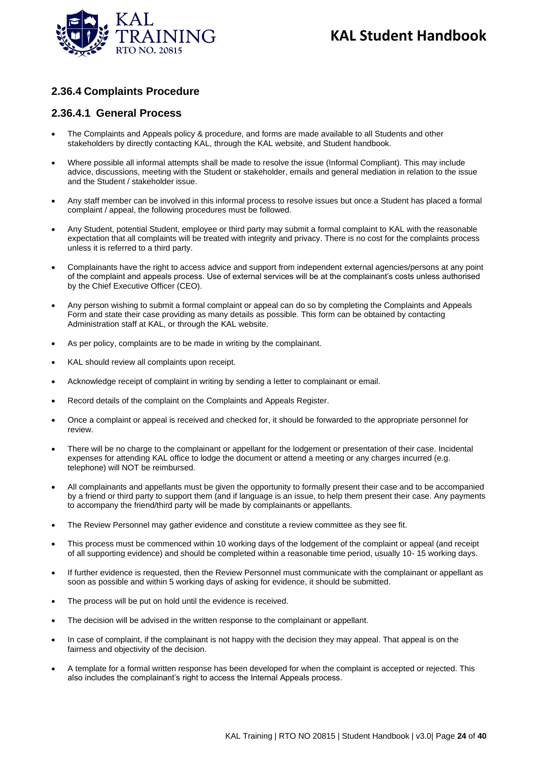## 2.36.4 Complaints Procedure

### 2.36.4.1 General Process

- The Complaints and Appeals policy & procedure, and forms are made available to all Students and other stakeholders by directly contacting KAL, through the KAL website, and Student handbook.
- Where possible all informal attempts shall be made to resolve the issue (Informal Compliant). This may include advice, discussions, meeting with the Student or stakeholder, emails and general mediation in relation to the issue and the Student / stakeholder issue.
- Any staff member can be involved in this informal process to resolve issues but once a Student has placed a formal complaint / appeal, the following procedures must be followed.
- Any Student, potential Student, employee or third party may submit a formal complaint to KAL with the reasonable expectation that all complaints will be treated with integrity and privacy. There is no cost for the complaints process unless it is referred to a third party.
- Complainants have the right to access advice and support from independent external agencies/persons at any point of the complaint and appeals process. Use of external services will be at the complainant's costs unless authorised by the Chief Executive Officer (CEO).
- Any person wishing to submit a formal complaint or appeal can do so by completing the Complaints and Appeals Form and state their case providing as many details as possible. This form can be obtained by contacting Administration staff at KAL, or through the KAL website.
- As per policy, complaints are to be made in writing by the complainant.
- KAL should review all complaints upon receipt.
- Acknowledge receipt of complaint in writing by sending a letter to complainant or email.
- Record details of the complaint on the Complaints and Appeals Register.
- Once a complaint or appeal is received and checked for, it should be forwarded to the appropriate personnel for review.
- There will be no charge to the complainant or appellant for the lodgement or presentation of their case. Incidental expenses for attending KAL office to lodge the document or attend a meeting or any charges incurred (e.g. telephone) will NOT be reimbursed.
- All complainants and appellants must be given the opportunity to formally present their case and to be accompanied by a friend or third party to support them (and if language is an issue, to help them present their case. Any payments to accompany the friend/third party will be made by complainants or appellants.
- The Review Personnel may gather evidence and constitute a review committee as they see fit.
- This process must be commenced within 10 working days of the lodgement of the complaint or appeal (and receipt of all supporting evidence) and should be completed within a reasonable time period, usually 10- 15 working days.
- If further evidence is requested, then the Review Personnel must communicate with the complainant or appellant as soon as possible and within 5 working days of asking for evidence, it should be submitted.
- The process will be put on hold until the evidence is received.
- The decision will be advised in the written response to the complainant or appellant.
- In case of complaint, if the complainant is not happy with the decision they may appeal. That appeal is on the fairness and objectivity of the decision.
- A template for a formal written response has been developed for when the complaint is accepted or rejected. This also includes the complainant's right to access the Internal Appeals process.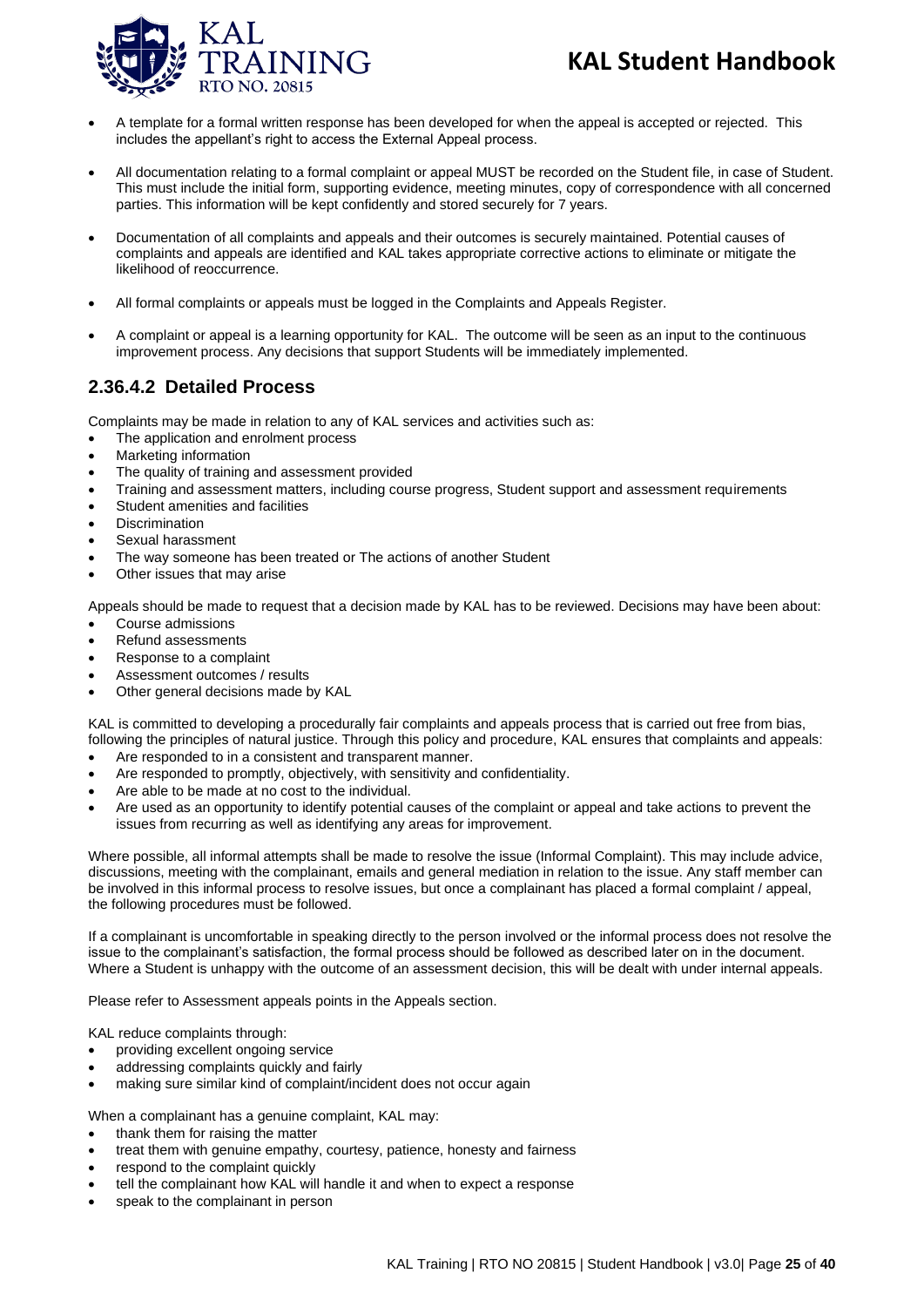- A template for a formal written response has been developed for when the appeal is accepted or rejected. This includes the appellant's right to access the External Appeal process.
- All documentation relating to a formal complaint or appeal MUST be recorded on the Student file, in case of Student. This must include the initial form, supporting evidence, meeting minutes, copy of correspondence with all concerned parties. This information will be kept confidently and stored securely for 7 years.
- Documentation of all complaints and appeals and their outcomes is securely maintained. Potential causes of complaints and appeals are identified and KAL takes appropriate corrective actions to eliminate or mitigate the likelihood of reoccurrence.
- All formal complaints or appeals must be logged in the Complaints and Appeals Register.
- A complaint or appeal is a learning opportunity for KAL. The outcome will be seen as an input to the continuous improvement process. Any decisions that support Students will be immediately implemented.

## 2.36.4.2 Detailed Process

Complaints may be made in relation to any of KAL services and activities such as:

- The application and enrolment process
- Marketing information
- The quality of training and assessment provided
- Training and assessment matters, including course progress, Student support and assessment requirements
- Student amenities and facilities
- Discrimination
- Sexual harassment
- The way someone has been treated or The actions of another Student
- Other issues that may arise

Appeals should be made to request that a decision made by KAL has to be reviewed. Decisions may have been about:

- Course admissions
- Refund assessments
- Response to a complaint
- Assessment outcomes / results
- Other general decisions made by KAL

KAL is committed to developing a procedurally fair complaints and appeals process that is carried out free from bias, following the principles of natural justice. Through this policy and procedure, KAL ensures that complaints and appeals:

- Are responded to in a consistent and transparent manner.
- Are responded to promptly, objectively, with sensitivity and confidentiality.
- Are able to be made at no cost to the individual.
- Are used as an opportunity to identify potential causes of the complaint or appeal and take actions to prevent the issues from recurring as well as identifying any areas for improvement.

Where possible, all informal attempts shall be made to resolve the issue (Informal Complaint). This may include advice, discussions, meeting with the complainant, emails and general mediation in relation to the issue. Any staff member can be involved in this informal process to resolve issues, but once a complainant has placed a formal complaint / appeal, the following procedures must be followed.

If a complainant is uncomfortable in speaking directly to the person involved or the informal process does not resolve the issue to the complainant's satisfaction, the formal process should be followed as described later on in the document. Where a Student is unhappy with the outcome of an assessment decision, this will be dealt with under internal appeals.

Please refer to Assessment appeals points in the Appeals section.

KAL reduce complaints through:

- providing excellent ongoing service
- addressing complaints quickly and fairly
- making sure similar kind of complaint/incident does not occur again

When a complainant has a genuine complaint, KAL may:

- thank them for raising the matter
- treat them with genuine empathy, courtesy, patience, honesty and fairness
- respond to the complaint quickly
- tell the complainant how KAL will handle it and when to expect a response
- speak to the complainant in person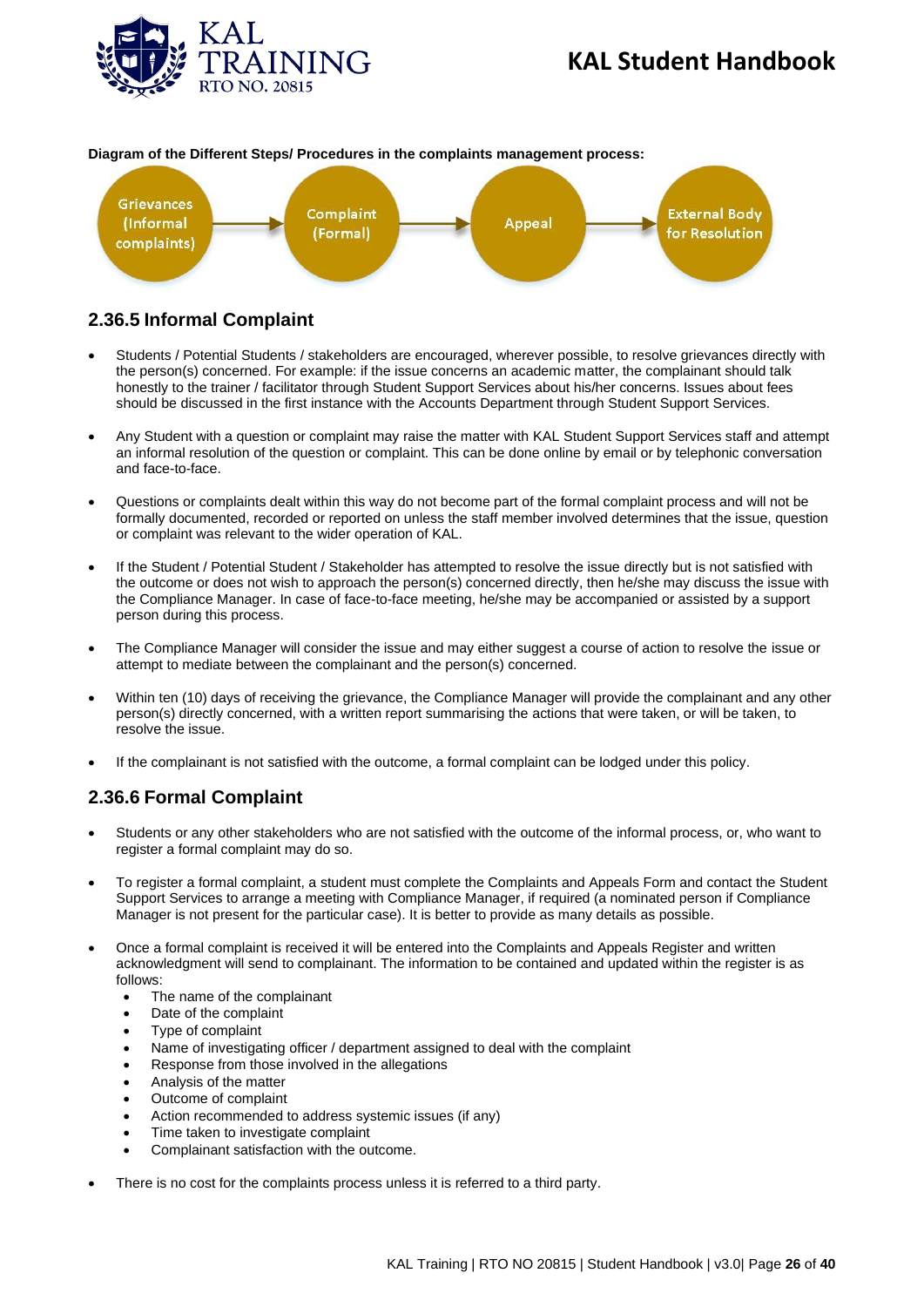**Diagram of the Different Steps/ Procedures in the complaints management process:**

Grievances (Informal complaints) → Complaint (Formal) → Appeal → External Body for Resolution

## 2.36.5 Informal Complaint

- Students / Potential Students / stakeholders are encouraged, wherever possible, to resolve grievances directly with the person(s) concerned. For example: if the issue concerns an academic matter, the complainant should talk honestly to the trainer / facilitator through Student Support Services about his/her concerns. Issues about fees should be discussed in the first instance with the Accounts Department through Student Support Services.
- Any Student with a question or complaint may raise the matter with KAL Student Support Services staff and attempt an informal resolution of the question or complaint. This can be done online by email or by telephonic conversation and face-to-face.
- Questions or complaints dealt within this way do not become part of the formal complaint process and will not be formally documented, recorded or reported on unless the staff member involved determines that the issue, question or complaint was relevant to the wider operation of KAL.
- If the Student / Potential Student / Stakeholder has attempted to resolve the issue directly but is not satisfied with the outcome or does not wish to approach the person(s) concerned directly, then he/she may discuss the issue with the Compliance Manager. In case of face-to-face meeting, he/she may be accompanied or assisted by a support person during this process.
- The Compliance Manager will consider the issue and may either suggest a course of action to resolve the issue or attempt to mediate between the complainant and the person(s) concerned.
- Within ten (10) days of receiving the grievance, the Compliance Manager will provide the complainant and any other person(s) directly concerned, with a written report summarising the actions that were taken, or will be taken, to resolve the issue.
- If the complainant is not satisfied with the outcome, a formal complaint can be lodged under this policy.

## 2.36.6 Formal Complaint

- Students or any other stakeholders who are not satisfied with the outcome of the informal process, or, who want to register a formal complaint may do so.
- To register a formal complaint, a student must complete the Complaints and Appeals Form and contact the Student Support Services to arrange a meeting with Compliance Manager, if required (a nominated person if Compliance Manager is not present for the particular case). It is better to provide as many details as possible.
- Once a formal complaint is received it will be entered into the Complaints and Appeals Register and written acknowledgment will send to complainant. The information to be contained and updated within the register is as follows:
  - The name of the complainant
  - Date of the complaint
  - Type of complaint
  - Name of investigating officer / department assigned to deal with the complaint
  - Response from those involved in the allegations
  - Analysis of the matter
  - Outcome of complaint
  - Action recommended to address systemic issues (if any)
  - Time taken to investigate complaint
  - Complainant satisfaction with the outcome.
- There is no cost for the complaints process unless it is referred to a third party.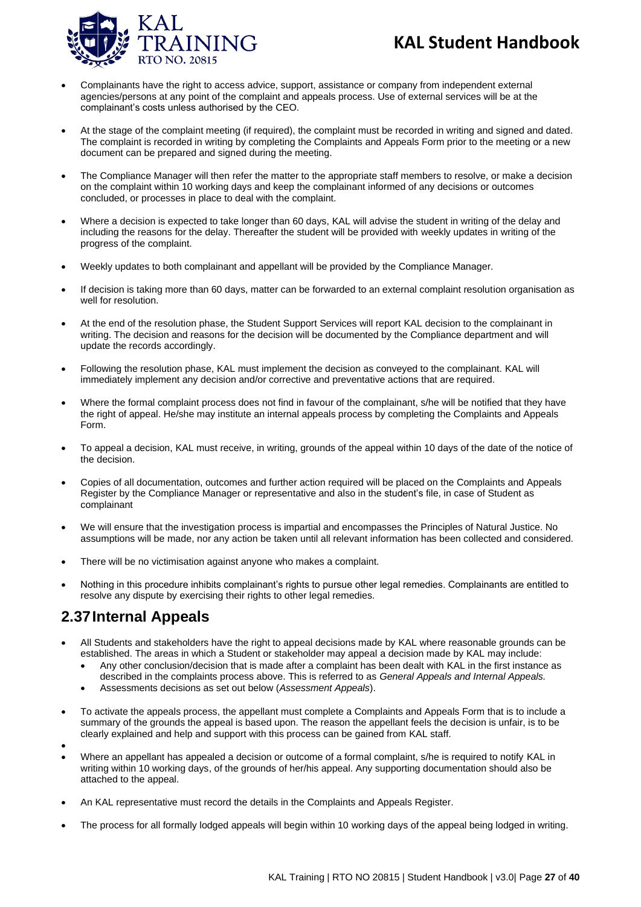- Complainants have the right to access advice, support, assistance or company from independent external agencies/persons at any point of the complaint and appeals process. Use of external services will be at the complainant's costs unless authorised by the CEO.
- At the stage of the complaint meeting (if required), the complaint must be recorded in writing and signed and dated. The complaint is recorded in writing by completing the Complaints and Appeals Form prior to the meeting or a new document can be prepared and signed during the meeting.
- The Compliance Manager will then refer the matter to the appropriate staff members to resolve, or make a decision on the complaint within 10 working days and keep the complainant informed of any decisions or outcomes concluded, or processes in place to deal with the complaint.
- Where a decision is expected to take longer than 60 days, KAL will advise the student in writing of the delay and including the reasons for the delay. Thereafter the student will be provided with weekly updates in writing of the progress of the complaint.
- Weekly updates to both complainant and appellant will be provided by the Compliance Manager.
- If decision is taking more than 60 days, matter can be forwarded to an external complaint resolution organisation as well for resolution.
- At the end of the resolution phase, the Student Support Services will report KAL decision to the complainant in writing. The decision and reasons for the decision will be documented by the Compliance department and will update the records accordingly.
- Following the resolution phase, KAL must implement the decision as conveyed to the complainant. KAL will immediately implement any decision and/or corrective and preventative actions that are required.
- Where the formal complaint process does not find in favour of the complainant, s/he will be notified that they have the right of appeal. He/she may institute an internal appeals process by completing the Complaints and Appeals Form.
- To appeal a decision, KAL must receive, in writing, grounds of the appeal within 10 days of the date of the notice of the decision.
- Copies of all documentation, outcomes and further action required will be placed on the Complaints and Appeals Register by the Compliance Manager or representative and also in the student's file, in case of Student as complainant
- We will ensure that the investigation process is impartial and encompasses the Principles of Natural Justice. No assumptions will be made, nor any action be taken until all relevant information has been collected and considered.
- There will be no victimisation against anyone who makes a complaint.
- Nothing in this procedure inhibits complainant's rights to pursue other legal remedies. Complainants are entitled to resolve any dispute by exercising their rights to other legal remedies.

## 2.37 Internal Appeals

- All Students and stakeholders have the right to appeal decisions made by KAL where reasonable grounds can be established. The areas in which a Student or stakeholder may appeal a decision made by KAL may include:
  - Any other conclusion/decision that is made after a complaint has been dealt with KAL in the first instance as described in the complaints process above. This is referred to as *General Appeals and Internal Appeals.*
  - Assessments decisions as set out below (*Assessment Appeals*).
- To activate the appeals process, the appellant must complete a Complaints and Appeals Form that is to include a summary of the grounds the appeal is based upon. The reason the appellant feels the decision is unfair, is to be clearly explained and help and support with this process can be gained from KAL staff.
- Where an appellant has appealed a decision or outcome of a formal complaint, s/he is required to notify KAL in writing within 10 working days, of the grounds of her/his appeal. Any supporting documentation should also be attached to the appeal.
- An KAL representative must record the details in the Complaints and Appeals Register.
- The process for all formally lodged appeals will begin within 10 working days of the appeal being lodged in writing.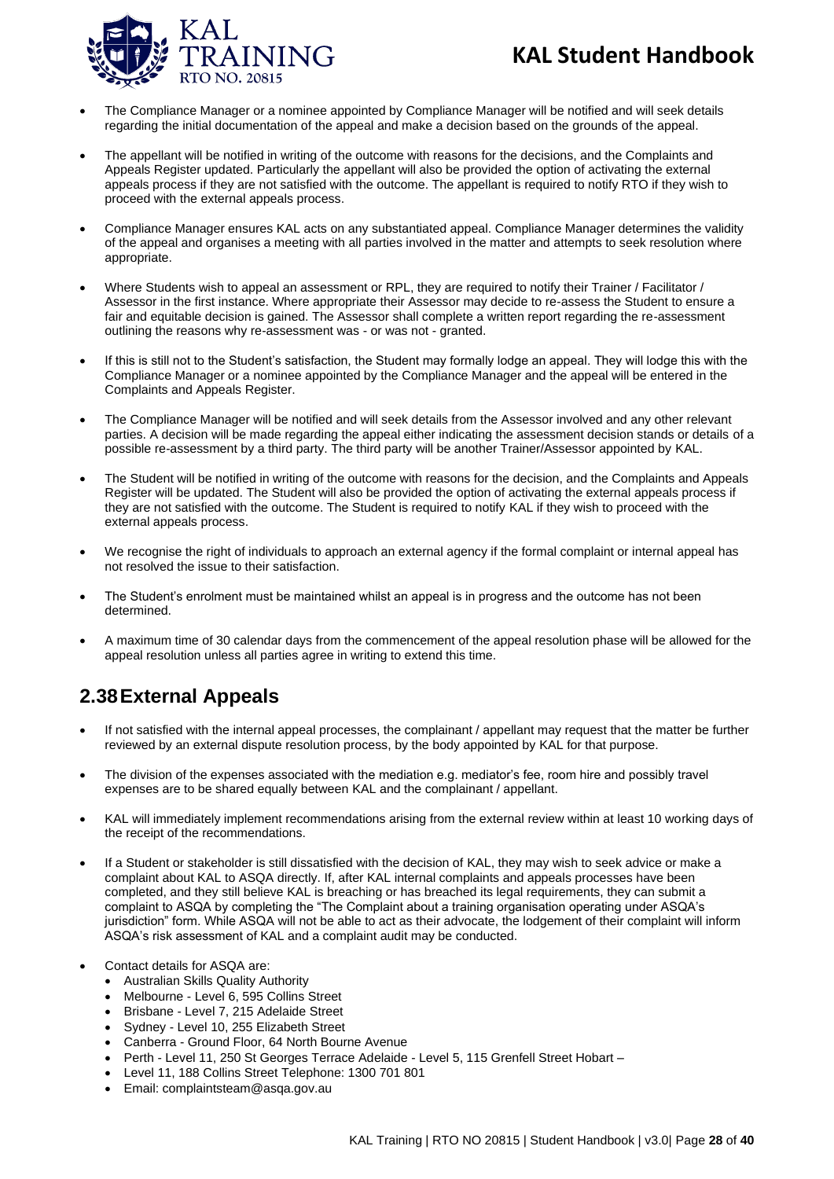- The Compliance Manager or a nominee appointed by Compliance Manager will be notified and will seek details regarding the initial documentation of the appeal and make a decision based on the grounds of the appeal.
- The appellant will be notified in writing of the outcome with reasons for the decisions, and the Complaints and Appeals Register updated. Particularly the appellant will also be provided the option of activating the external appeals process if they are not satisfied with the outcome. The appellant is required to notify RTO if they wish to proceed with the external appeals process.
- Compliance Manager ensures KAL acts on any substantiated appeal. Compliance Manager determines the validity of the appeal and organises a meeting with all parties involved in the matter and attempts to seek resolution where appropriate.
- Where Students wish to appeal an assessment or RPL, they are required to notify their Trainer / Facilitator / Assessor in the first instance. Where appropriate their Assessor may decide to re-assess the Student to ensure a fair and equitable decision is gained. The Assessor shall complete a written report regarding the re-assessment outlining the reasons why re-assessment was - or was not - granted.
- If this is still not to the Student's satisfaction, the Student may formally lodge an appeal. They will lodge this with the Compliance Manager or a nominee appointed by the Compliance Manager and the appeal will be entered in the Complaints and Appeals Register.
- The Compliance Manager will be notified and will seek details from the Assessor involved and any other relevant parties. A decision will be made regarding the appeal either indicating the assessment decision stands or details of a possible re-assessment by a third party. The third party will be another Trainer/Assessor appointed by KAL.
- The Student will be notified in writing of the outcome with reasons for the decision, and the Complaints and Appeals Register will be updated. The Student will also be provided the option of activating the external appeals process if they are not satisfied with the outcome. The Student is required to notify KAL if they wish to proceed with the external appeals process.
- We recognise the right of individuals to approach an external agency if the formal complaint or internal appeal has not resolved the issue to their satisfaction.
- The Student's enrolment must be maintained whilst an appeal is in progress and the outcome has not been determined.
- A maximum time of 30 calendar days from the commencement of the appeal resolution phase will be allowed for the appeal resolution unless all parties agree in writing to extend this time.

## 2.38 External Appeals

- If not satisfied with the internal appeal processes, the complainant / appellant may request that the matter be further reviewed by an external dispute resolution process, by the body appointed by KAL for that purpose.
- The division of the expenses associated with the mediation e.g. mediator's fee, room hire and possibly travel expenses are to be shared equally between KAL and the complainant / appellant.
- KAL will immediately implement recommendations arising from the external review within at least 10 working days of the receipt of the recommendations.
- If a Student or stakeholder is still dissatisfied with the decision of KAL, they may wish to seek advice or make a complaint about KAL to ASQA directly. If, after KAL internal complaints and appeals processes have been completed, and they still believe KAL is breaching or has breached its legal requirements, they can submit a complaint to ASQA by completing the "The Complaint about a training organisation operating under ASQA's jurisdiction" form. While ASQA will not be able to act as their advocate, the lodgement of their complaint will inform ASQA's risk assessment of KAL and a complaint audit may be conducted.
- Contact details for ASQA are:
  - Australian Skills Quality Authority
  - Melbourne - Level 6, 595 Collins Street
  - Brisbane - Level 7, 215 Adelaide Street
  - Sydney - Level 10, 255 Elizabeth Street
  - Canberra - Ground Floor, 64 North Bourne Avenue
  - Perth - Level 11, 250 St Georges Terrace Adelaide - Level 5, 115 Grenfell Street Hobart –
  - Level 11, 188 Collins Street Telephone: 1300 701 801
  - Email: complaintsteam@asqa.gov.au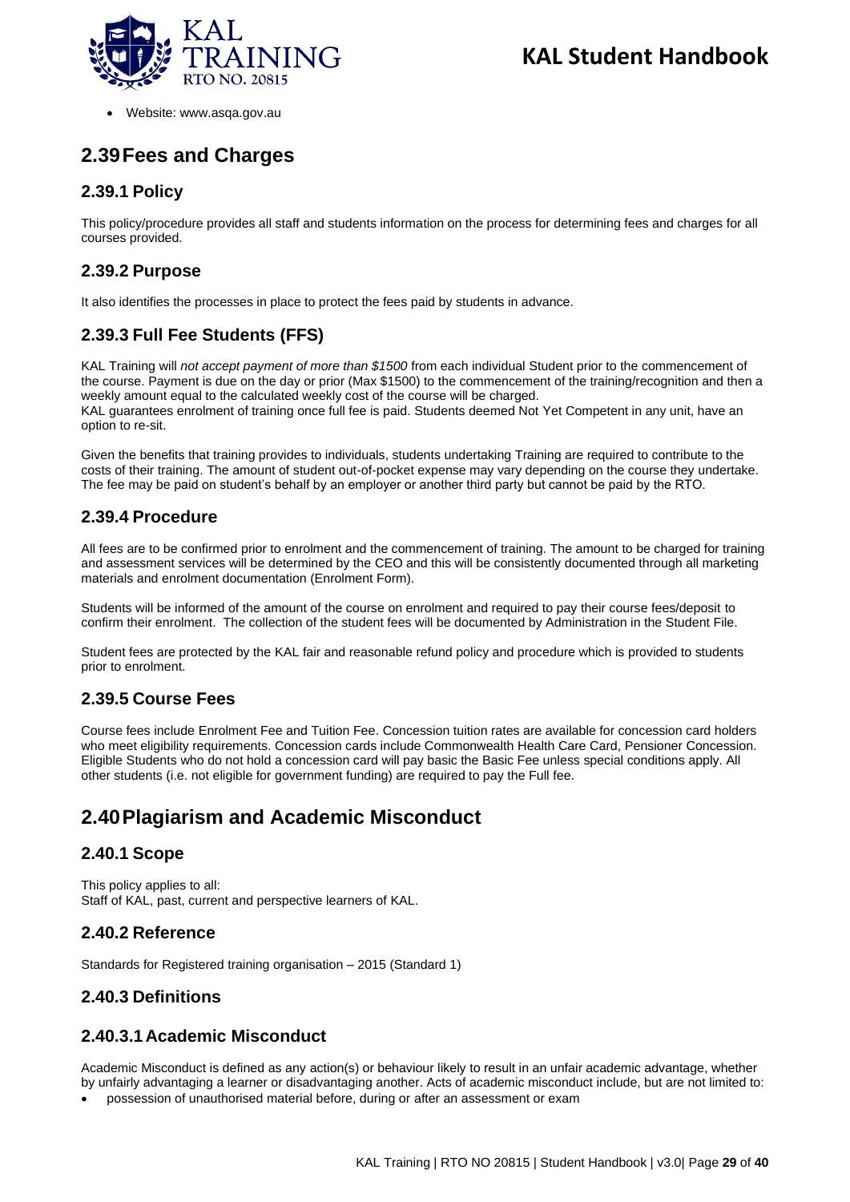- Website: www.asqa.gov.au

## 2.39 Fees and Charges

### 2.39.1 Policy

This policy/procedure provides all staff and students information on the process for determining fees and charges for all courses provided.

### 2.39.2 Purpose

It also identifies the processes in place to protect the fees paid by students in advance.

### 2.39.3 Full Fee Students (FFS)

KAL Training will *not accept payment of more than $1500* from each individual Student prior to the commencement of the course. Payment is due on the day or prior (Max $1500) to the commencement of the training/recognition and then a weekly amount equal to the calculated weekly cost of the course will be charged.
KAL guarantees enrolment of training once full fee is paid. Students deemed Not Yet Competent in any unit, have an option to re-sit.

Given the benefits that training provides to individuals, students undertaking Training are required to contribute to the costs of their training. The amount of student out-of-pocket expense may vary depending on the course they undertake. The fee may be paid on student's behalf by an employer or another third party but cannot be paid by the RTO.

### 2.39.4 Procedure

All fees are to be confirmed prior to enrolment and the commencement of training. The amount to be charged for training and assessment services will be determined by the CEO and this will be consistently documented through all marketing materials and enrolment documentation (Enrolment Form).

Students will be informed of the amount of the course on enrolment and required to pay their course fees/deposit to confirm their enrolment. The collection of the student fees will be documented by Administration in the Student File.

Student fees are protected by the KAL fair and reasonable refund policy and procedure which is provided to students prior to enrolment.

### 2.39.5 Course Fees

Course fees include Enrolment Fee and Tuition Fee. Concession tuition rates are available for concession card holders who meet eligibility requirements. Concession cards include Commonwealth Health Care Card, Pensioner Concession. Eligible Students who do not hold a concession card will pay basic the Basic Fee unless special conditions apply. All other students (i.e. not eligible for government funding) are required to pay the Full fee.

## 2.40 Plagiarism and Academic Misconduct

### 2.40.1 Scope

This policy applies to all:
Staff of KAL, past, current and perspective learners of KAL.

### 2.40.2 Reference

Standards for Registered training organisation – 2015 (Standard 1)

### 2.40.3 Definitions

#### 2.40.3.1 Academic Misconduct

Academic Misconduct is defined as any action(s) or behaviour likely to result in an unfair academic advantage, whether by unfairly advantaging a learner or disadvantaging another. Acts of academic misconduct include, but are not limited to:

- possession of unauthorised material before, during or after an assessment or exam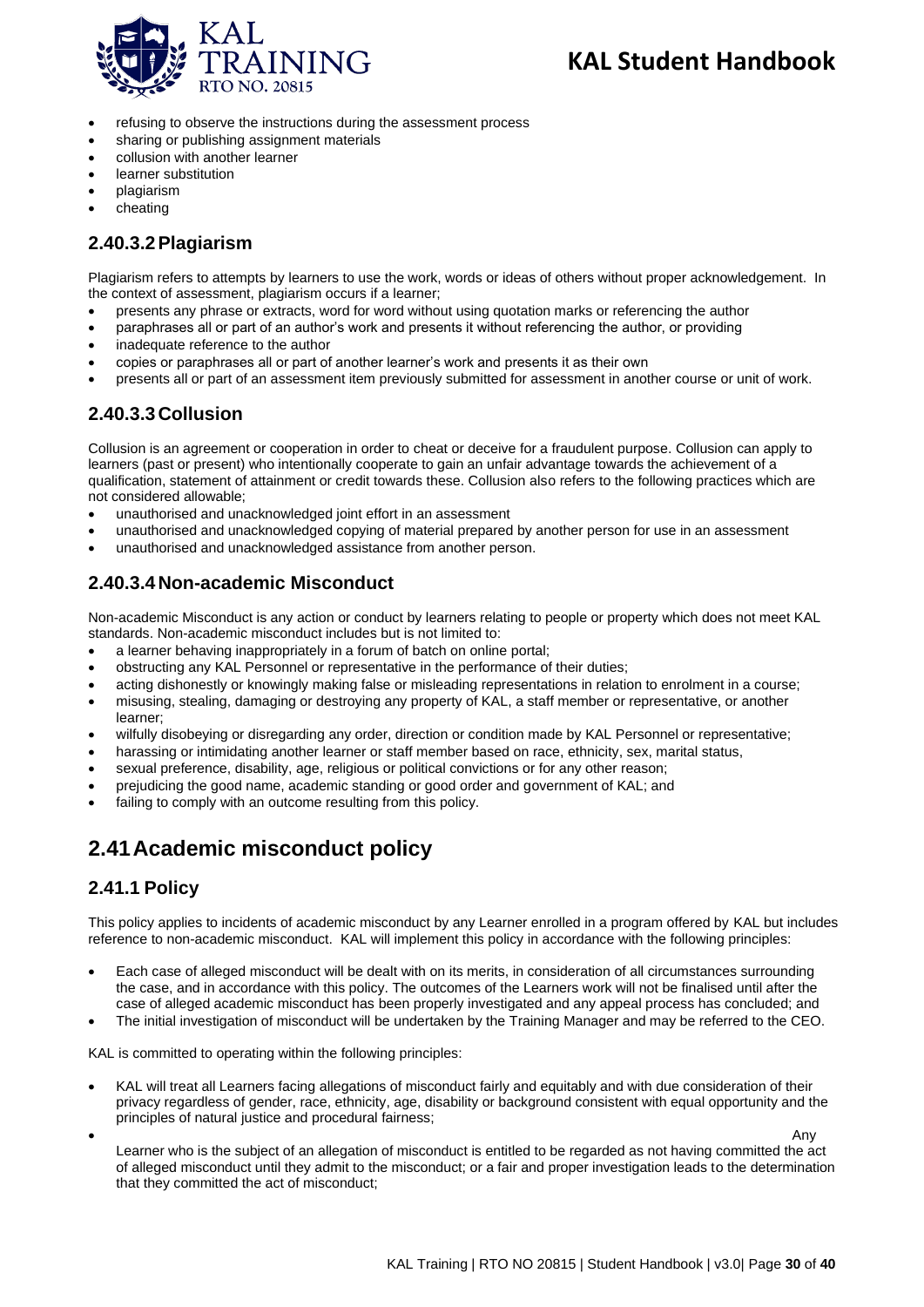- refusing to observe the instructions during the assessment process
- sharing or publishing assignment materials
- collusion with another learner
- learner substitution
- plagiarism
- cheating

### 2.40.3.2 Plagiarism

Plagiarism refers to attempts by learners to use the work, words or ideas of others without proper acknowledgement. In the context of assessment, plagiarism occurs if a learner;

- presents any phrase or extracts, word for word without using quotation marks or referencing the author
- paraphrases all or part of an author's work and presents it without referencing the author, or providing
- inadequate reference to the author
- copies or paraphrases all or part of another learner's work and presents it as their own
- presents all or part of an assessment item previously submitted for assessment in another course or unit of work.

### 2.40.3.3 Collusion

Collusion is an agreement or cooperation in order to cheat or deceive for a fraudulent purpose. Collusion can apply to learners (past or present) who intentionally cooperate to gain an unfair advantage towards the achievement of a qualification, statement of attainment or credit towards these. Collusion also refers to the following practices which are not considered allowable;

- unauthorised and unacknowledged joint effort in an assessment
- unauthorised and unacknowledged copying of material prepared by another person for use in an assessment
- unauthorised and unacknowledged assistance from another person.

### 2.40.3.4 Non-academic Misconduct

Non-academic Misconduct is any action or conduct by learners relating to people or property which does not meet KAL standards. Non-academic misconduct includes but is not limited to:

- a learner behaving inappropriately in a forum of batch on online portal;
- obstructing any KAL Personnel or representative in the performance of their duties;
- acting dishonestly or knowingly making false or misleading representations in relation to enrolment in a course;
- misusing, stealing, damaging or destroying any property of KAL, a staff member or representative, or another learner;
- wilfully disobeying or disregarding any order, direction or condition made by KAL Personnel or representative;
- harassing or intimidating another learner or staff member based on race, ethnicity, sex, marital status,
- sexual preference, disability, age, religious or political convictions or for any other reason;
- prejudicing the good name, academic standing or good order and government of KAL; and
- failing to comply with an outcome resulting from this policy.

## 2.41 Academic misconduct policy

### 2.41.1 Policy

This policy applies to incidents of academic misconduct by any Learner enrolled in a program offered by KAL but includes reference to non-academic misconduct. KAL will implement this policy in accordance with the following principles:

- Each case of alleged misconduct will be dealt with on its merits, in consideration of all circumstances surrounding the case, and in accordance with this policy. The outcomes of the Learners work will not be finalised until after the case of alleged academic misconduct has been properly investigated and any appeal process has concluded; and
- The initial investigation of misconduct will be undertaken by the Training Manager and may be referred to the CEO.

KAL is committed to operating within the following principles:

- KAL will treat all Learners facing allegations of misconduct fairly and equitably and with due consideration of their privacy regardless of gender, race, ethnicity, age, disability or background consistent with equal opportunity and the principles of natural justice and procedural fairness;
- Any Learner who is the subject of an allegation of misconduct is entitled to be regarded as not having committed the act of alleged misconduct until they admit to the misconduct; or a fair and proper investigation leads to the determination that they committed the act of misconduct;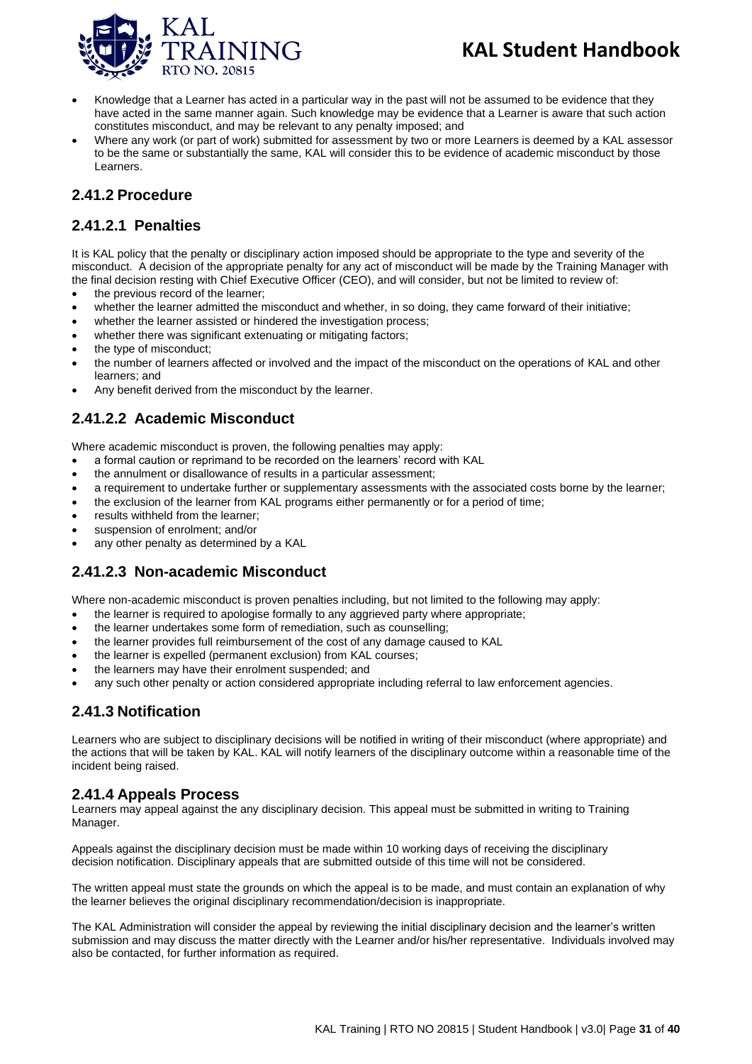- Knowledge that a Learner has acted in a particular way in the past will not be assumed to be evidence that they have acted in the same manner again. Such knowledge may be evidence that a Learner is aware that such action constitutes misconduct, and may be relevant to any penalty imposed; and
- Where any work (or part of work) submitted for assessment by two or more Learners is deemed by a KAL assessor to be the same or substantially the same, KAL will consider this to be evidence of academic misconduct by those Learners.

## 2.41.2 Procedure

### 2.41.2.1 Penalties

It is KAL policy that the penalty or disciplinary action imposed should be appropriate to the type and severity of the misconduct. A decision of the appropriate penalty for any act of misconduct will be made by the Training Manager with the final decision resting with Chief Executive Officer (CEO), and will consider, but not be limited to review of:

- the previous record of the learner;
- whether the learner admitted the misconduct and whether, in so doing, they came forward of their initiative;
- whether the learner assisted or hindered the investigation process;
- whether there was significant extenuating or mitigating factors;
- the type of misconduct;
- the number of learners affected or involved and the impact of the misconduct on the operations of KAL and other learners; and
- Any benefit derived from the misconduct by the learner.

### 2.41.2.2 Academic Misconduct

Where academic misconduct is proven, the following penalties may apply:

- a formal caution or reprimand to be recorded on the learners' record with KAL
- the annulment or disallowance of results in a particular assessment;
- a requirement to undertake further or supplementary assessments with the associated costs borne by the learner;
- the exclusion of the learner from KAL programs either permanently or for a period of time;
- results withheld from the learner;
- suspension of enrolment; and/or
- any other penalty as determined by a KAL

### 2.41.2.3 Non-academic Misconduct

Where non-academic misconduct is proven penalties including, but not limited to the following may apply:

- the learner is required to apologise formally to any aggrieved party where appropriate;
- the learner undertakes some form of remediation, such as counselling;
- the learner provides full reimbursement of the cost of any damage caused to KAL
- the learner is expelled (permanent exclusion) from KAL courses;
- the learners may have their enrolment suspended; and
- any such other penalty or action considered appropriate including referral to law enforcement agencies.

## 2.41.3 Notification

Learners who are subject to disciplinary decisions will be notified in writing of their misconduct (where appropriate) and the actions that will be taken by KAL. KAL will notify learners of the disciplinary outcome within a reasonable time of the incident being raised.

## 2.41.4 Appeals Process

Learners may appeal against the any disciplinary decision. This appeal must be submitted in writing to Training Manager.

Appeals against the disciplinary decision must be made within 10 working days of receiving the disciplinary decision notification. Disciplinary appeals that are submitted outside of this time will not be considered.

The written appeal must state the grounds on which the appeal is to be made, and must contain an explanation of why the learner believes the original disciplinary recommendation/decision is inappropriate.

The KAL Administration will consider the appeal by reviewing the initial disciplinary decision and the learner's written submission and may discuss the matter directly with the Learner and/or his/her representative. Individuals involved may also be contacted, for further information as required.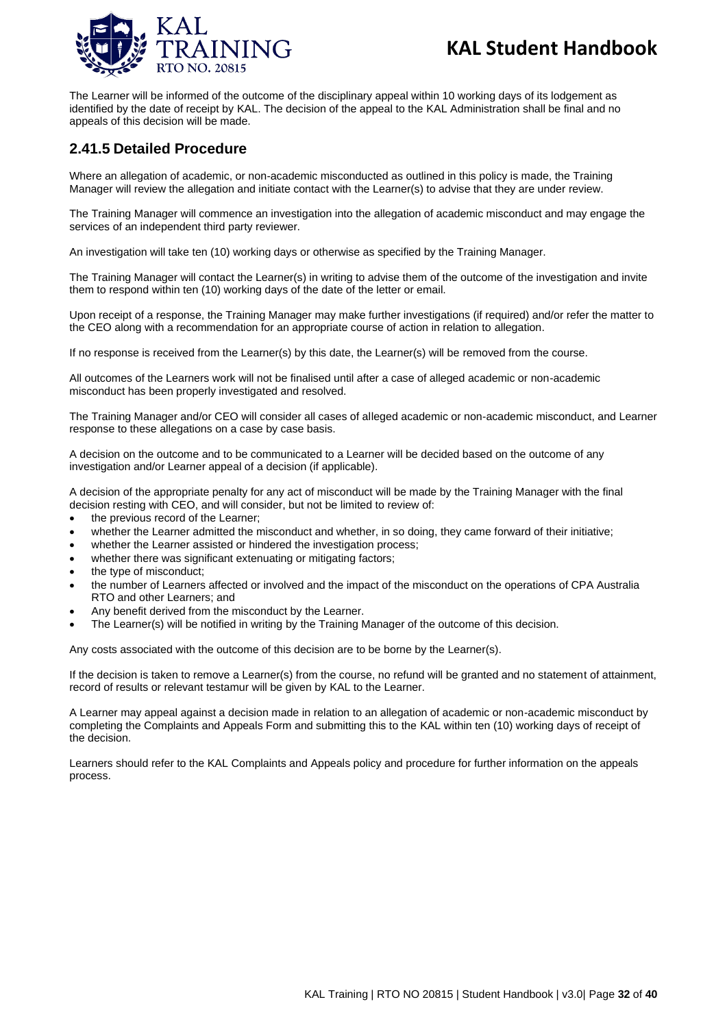The Learner will be informed of the outcome of the disciplinary appeal within 10 working days of its lodgement as identified by the date of receipt by KAL. The decision of the appeal to the KAL Administration shall be final and no appeals of this decision will be made.

### 2.41.5 Detailed Procedure

Where an allegation of academic, or non-academic misconducted as outlined in this policy is made, the Training Manager will review the allegation and initiate contact with the Learner(s) to advise that they are under review.

The Training Manager will commence an investigation into the allegation of academic misconduct and may engage the services of an independent third party reviewer.

An investigation will take ten (10) working days or otherwise as specified by the Training Manager.

The Training Manager will contact the Learner(s) in writing to advise them of the outcome of the investigation and invite them to respond within ten (10) working days of the date of the letter or email.

Upon receipt of a response, the Training Manager may make further investigations (if required) and/or refer the matter to the CEO along with a recommendation for an appropriate course of action in relation to allegation.

If no response is received from the Learner(s) by this date, the Learner(s) will be removed from the course.

All outcomes of the Learners work will not be finalised until after a case of alleged academic or non-academic misconduct has been properly investigated and resolved.

The Training Manager and/or CEO will consider all cases of alleged academic or non-academic misconduct, and Learner response to these allegations on a case by case basis.

A decision on the outcome and to be communicated to a Learner will be decided based on the outcome of any investigation and/or Learner appeal of a decision (if applicable).

A decision of the appropriate penalty for any act of misconduct will be made by the Training Manager with the final decision resting with CEO, and will consider, but not be limited to review of:

- the previous record of the Learner;
- whether the Learner admitted the misconduct and whether, in so doing, they came forward of their initiative;
- whether the Learner assisted or hindered the investigation process;
- whether there was significant extenuating or mitigating factors;
- the type of misconduct;
- the number of Learners affected or involved and the impact of the misconduct on the operations of CPA Australia RTO and other Learners; and
- Any benefit derived from the misconduct by the Learner.
- The Learner(s) will be notified in writing by the Training Manager of the outcome of this decision.

Any costs associated with the outcome of this decision are to be borne by the Learner(s).

If the decision is taken to remove a Learner(s) from the course, no refund will be granted and no statement of attainment, record of results or relevant testamur will be given by KAL to the Learner.

A Learner may appeal against a decision made in relation to an allegation of academic or non-academic misconduct by completing the Complaints and Appeals Form and submitting this to the KAL within ten (10) working days of receipt of the decision.

Learners should refer to the KAL Complaints and Appeals policy and procedure for further information on the appeals process.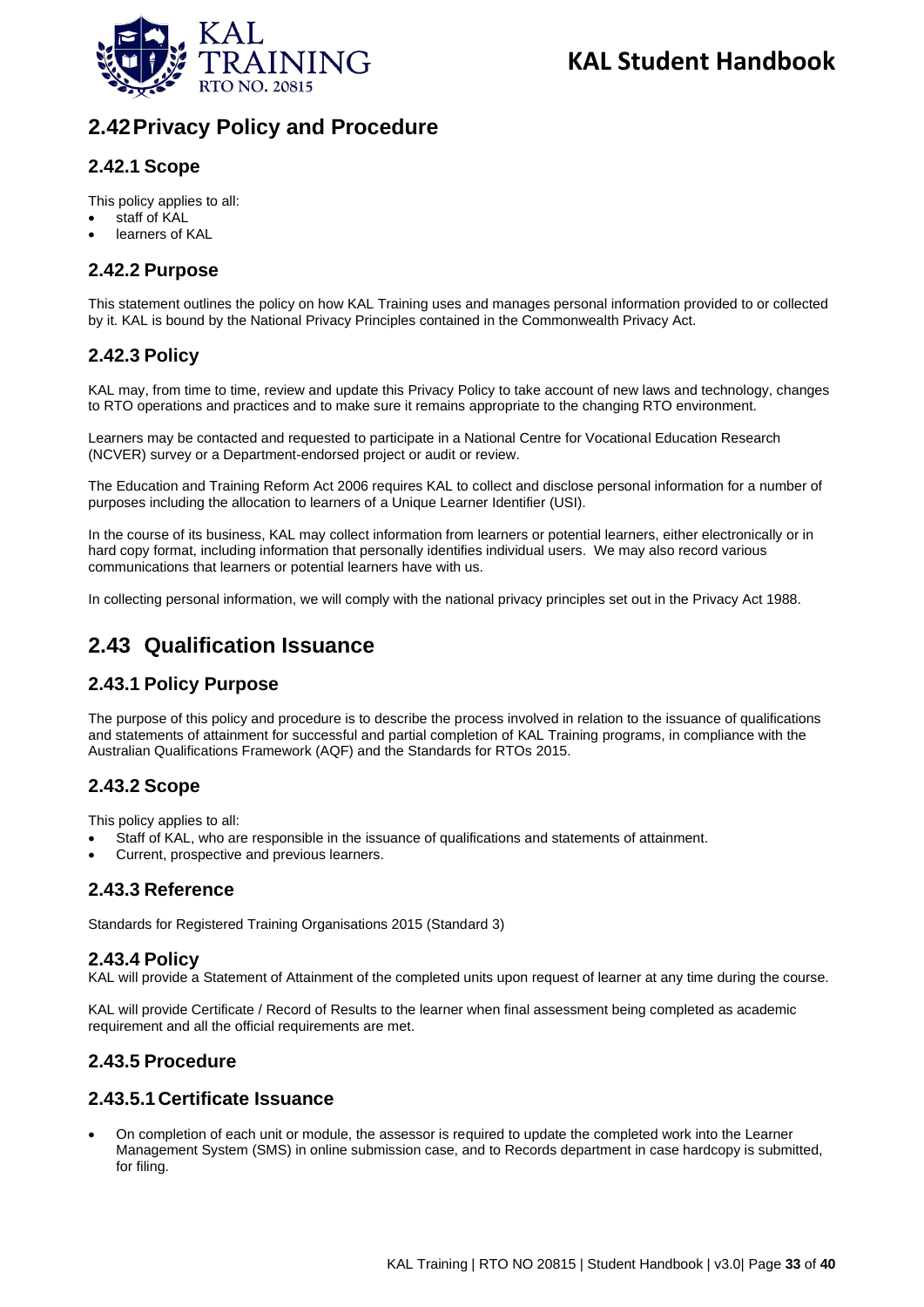## 2.42 Privacy Policy and Procedure

### 2.42.1 Scope

This policy applies to all:

- staff of KAL
- learners of KAL

### 2.42.2 Purpose

This statement outlines the policy on how KAL Training uses and manages personal information provided to or collected by it. KAL is bound by the National Privacy Principles contained in the Commonwealth Privacy Act.

### 2.42.3 Policy

KAL may, from time to time, review and update this Privacy Policy to take account of new laws and technology, changes to RTO operations and practices and to make sure it remains appropriate to the changing RTO environment.

Learners may be contacted and requested to participate in a National Centre for Vocational Education Research (NCVER) survey or a Department-endorsed project or audit or review.

The Education and Training Reform Act 2006 requires KAL to collect and disclose personal information for a number of purposes including the allocation to learners of a Unique Learner Identifier (USI).

In the course of its business, KAL may collect information from learners or potential learners, either electronically or in hard copy format, including information that personally identifies individual users. We may also record various communications that learners or potential learners have with us.

In collecting personal information, we will comply with the national privacy principles set out in the Privacy Act 1988.

## 2.43 Qualification Issuance

### 2.43.1 Policy Purpose

The purpose of this policy and procedure is to describe the process involved in relation to the issuance of qualifications and statements of attainment for successful and partial completion of KAL Training programs, in compliance with the Australian Qualifications Framework (AQF) and the Standards for RTOs 2015.

### 2.43.2 Scope

This policy applies to all:

- Staff of KAL, who are responsible in the issuance of qualifications and statements of attainment.
- Current, prospective and previous learners.

### 2.43.3 Reference

Standards for Registered Training Organisations 2015 (Standard 3)

### 2.43.4 Policy

KAL will provide a Statement of Attainment of the completed units upon request of learner at any time during the course.

KAL will provide Certificate / Record of Results to the learner when final assessment being completed as academic requirement and all the official requirements are met.

### 2.43.5 Procedure

#### 2.43.5.1 Certificate Issuance

- On completion of each unit or module, the assessor is required to update the completed work into the Learner Management System (SMS) in online submission case, and to Records department in case hardcopy is submitted, for filing.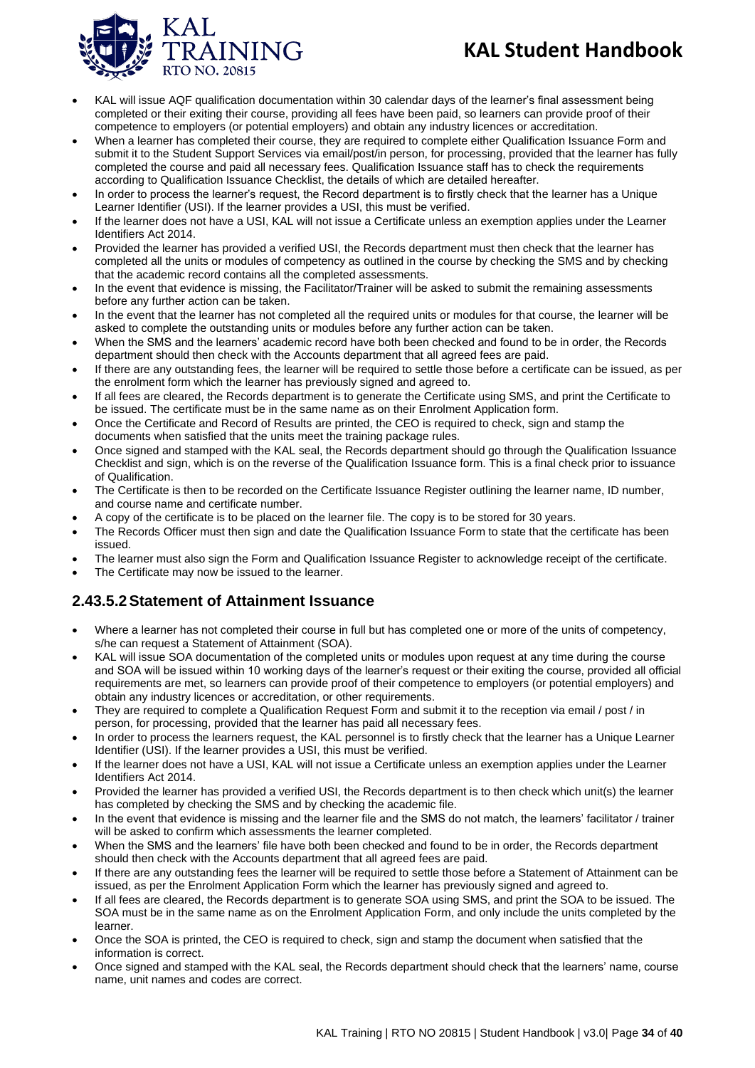- KAL will issue AQF qualification documentation within 30 calendar days of the learner's final assessment being completed or their exiting their course, providing all fees have been paid, so learners can provide proof of their competence to employers (or potential employers) and obtain any industry licences or accreditation.
- When a learner has completed their course, they are required to complete either Qualification Issuance Form and submit it to the Student Support Services via email/post/in person, for processing, provided that the learner has fully completed the course and paid all necessary fees. Qualification Issuance staff has to check the requirements according to Qualification Issuance Checklist, the details of which are detailed hereafter.
- In order to process the learner's request, the Record department is to firstly check that the learner has a Unique Learner Identifier (USI). If the learner provides a USI, this must be verified.
- If the learner does not have a USI, KAL will not issue a Certificate unless an exemption applies under the Learner Identifiers Act 2014.
- Provided the learner has provided a verified USI, the Records department must then check that the learner has completed all the units or modules of competency as outlined in the course by checking the SMS and by checking that the academic record contains all the completed assessments.
- In the event that evidence is missing, the Facilitator/Trainer will be asked to submit the remaining assessments before any further action can be taken.
- In the event that the learner has not completed all the required units or modules for that course, the learner will be asked to complete the outstanding units or modules before any further action can be taken.
- When the SMS and the learners' academic record have both been checked and found to be in order, the Records department should then check with the Accounts department that all agreed fees are paid.
- If there are any outstanding fees, the learner will be required to settle those before a certificate can be issued, as per the enrolment form which the learner has previously signed and agreed to.
- If all fees are cleared, the Records department is to generate the Certificate using SMS, and print the Certificate to be issued. The certificate must be in the same name as on their Enrolment Application form.
- Once the Certificate and Record of Results are printed, the CEO is required to check, sign and stamp the documents when satisfied that the units meet the training package rules.
- Once signed and stamped with the KAL seal, the Records department should go through the Qualification Issuance Checklist and sign, which is on the reverse of the Qualification Issuance form. This is a final check prior to issuance of Qualification.
- The Certificate is then to be recorded on the Certificate Issuance Register outlining the learner name, ID number, and course name and certificate number.
- A copy of the certificate is to be placed on the learner file. The copy is to be stored for 30 years.
- The Records Officer must then sign and date the Qualification Issuance Form to state that the certificate has been issued.
- The learner must also sign the Form and Qualification Issuance Register to acknowledge receipt of the certificate.
- The Certificate may now be issued to the learner.

## 2.43.5.2 Statement of Attainment Issuance

- Where a learner has not completed their course in full but has completed one or more of the units of competency, s/he can request a Statement of Attainment (SOA).
- KAL will issue SOA documentation of the completed units or modules upon request at any time during the course and SOA will be issued within 10 working days of the learner's request or their exiting the course, provided all official requirements are met, so learners can provide proof of their competence to employers (or potential employers) and obtain any industry licences or accreditation, or other requirements.
- They are required to complete a Qualification Request Form and submit it to the reception via email / post / in person, for processing, provided that the learner has paid all necessary fees.
- In order to process the learners request, the KAL personnel is to firstly check that the learner has a Unique Learner Identifier (USI). If the learner provides a USI, this must be verified.
- If the learner does not have a USI, KAL will not issue a Certificate unless an exemption applies under the Learner Identifiers Act 2014.
- Provided the learner has provided a verified USI, the Records department is to then check which unit(s) the learner has completed by checking the SMS and by checking the academic file.
- In the event that evidence is missing and the learner file and the SMS do not match, the learners' facilitator / trainer will be asked to confirm which assessments the learner completed.
- When the SMS and the learners' file have both been checked and found to be in order, the Records department should then check with the Accounts department that all agreed fees are paid.
- If there are any outstanding fees the learner will be required to settle those before a Statement of Attainment can be issued, as per the Enrolment Application Form which the learner has previously signed and agreed to.
- If all fees are cleared, the Records department is to generate SOA using SMS, and print the SOA to be issued. The SOA must be in the same name as on the Enrolment Application Form, and only include the units completed by the learner.
- Once the SOA is printed, the CEO is required to check, sign and stamp the document when satisfied that the information is correct.
- Once signed and stamped with the KAL seal, the Records department should check that the learners' name, course name, unit names and codes are correct.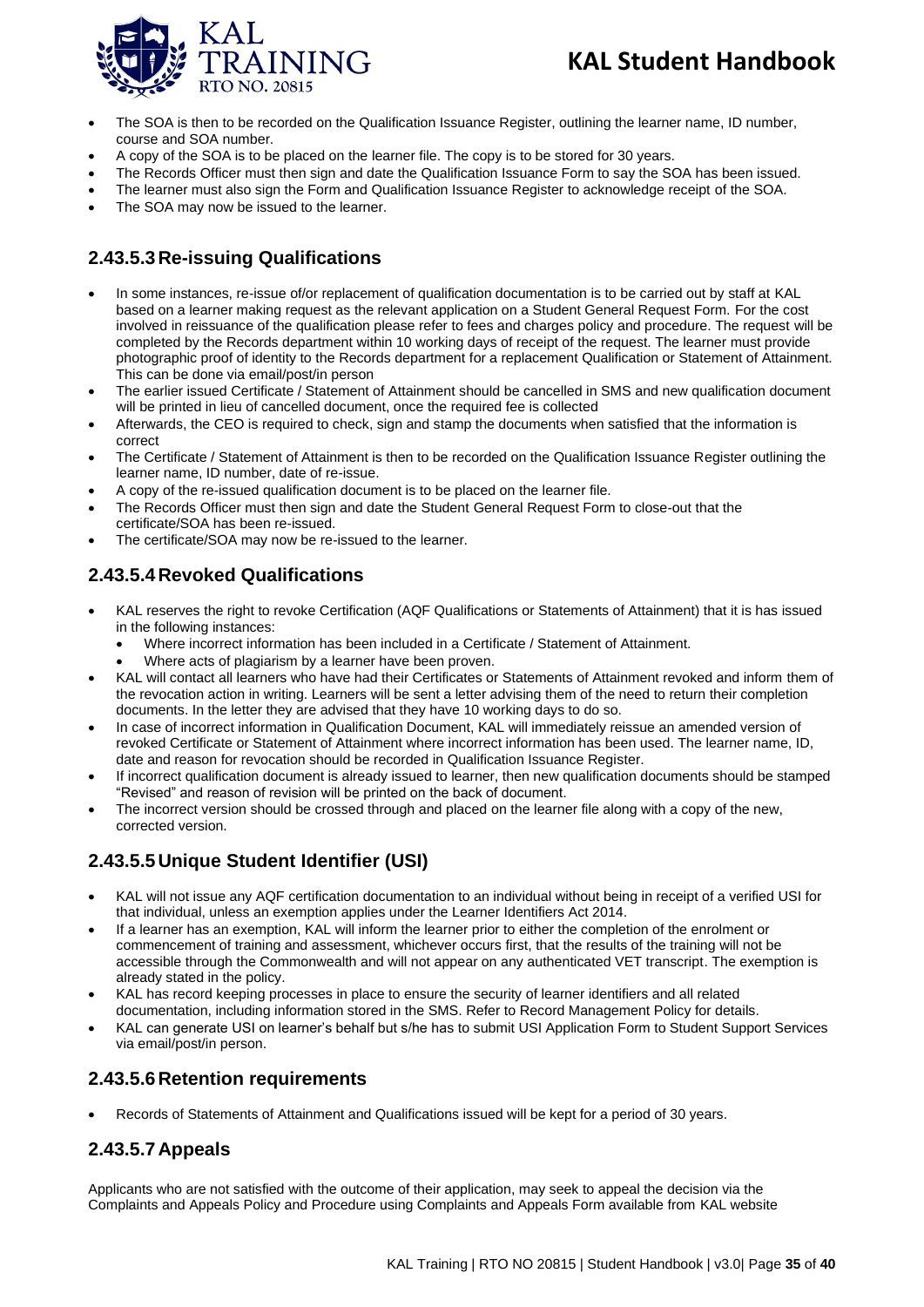- The SOA is then to be recorded on the Qualification Issuance Register, outlining the learner name, ID number, course and SOA number.
- A copy of the SOA is to be placed on the learner file. The copy is to be stored for 30 years.
- The Records Officer must then sign and date the Qualification Issuance Form to say the SOA has been issued.
- The learner must also sign the Form and Qualification Issuance Register to acknowledge receipt of the SOA.
- The SOA may now be issued to the learner.

### 2.43.5.3 Re-issuing Qualifications

- In some instances, re-issue of/or replacement of qualification documentation is to be carried out by staff at KAL based on a learner making request as the relevant application on a Student General Request Form. For the cost involved in reissuance of the qualification please refer to fees and charges policy and procedure. The request will be completed by the Records department within 10 working days of receipt of the request. The learner must provide photographic proof of identity to the Records department for a replacement Qualification or Statement of Attainment. This can be done via email/post/in person
- The earlier issued Certificate / Statement of Attainment should be cancelled in SMS and new qualification document will be printed in lieu of cancelled document, once the required fee is collected
- Afterwards, the CEO is required to check, sign and stamp the documents when satisfied that the information is correct
- The Certificate / Statement of Attainment is then to be recorded on the Qualification Issuance Register outlining the learner name, ID number, date of re-issue.
- A copy of the re-issued qualification document is to be placed on the learner file.
- The Records Officer must then sign and date the Student General Request Form to close-out that the certificate/SOA has been re-issued.
- The certificate/SOA may now be re-issued to the learner.

### 2.43.5.4 Revoked Qualifications

- KAL reserves the right to revoke Certification (AQF Qualifications or Statements of Attainment) that it is has issued in the following instances:
  - Where incorrect information has been included in a Certificate / Statement of Attainment.
  - Where acts of plagiarism by a learner have been proven.
- KAL will contact all learners who have had their Certificates or Statements of Attainment revoked and inform them of the revocation action in writing. Learners will be sent a letter advising them of the need to return their completion documents. In the letter they are advised that they have 10 working days to do so.
- In case of incorrect information in Qualification Document, KAL will immediately reissue an amended version of revoked Certificate or Statement of Attainment where incorrect information has been used. The learner name, ID, date and reason for revocation should be recorded in Qualification Issuance Register.
- If incorrect qualification document is already issued to learner, then new qualification documents should be stamped "Revised" and reason of revision will be printed on the back of document.
- The incorrect version should be crossed through and placed on the learner file along with a copy of the new, corrected version.

### 2.43.5.5 Unique Student Identifier (USI)

- KAL will not issue any AQF certification documentation to an individual without being in receipt of a verified USI for that individual, unless an exemption applies under the Learner Identifiers Act 2014.
- If a learner has an exemption, KAL will inform the learner prior to either the completion of the enrolment or commencement of training and assessment, whichever occurs first, that the results of the training will not be accessible through the Commonwealth and will not appear on any authenticated VET transcript. The exemption is already stated in the policy.
- KAL has record keeping processes in place to ensure the security of learner identifiers and all related documentation, including information stored in the SMS. Refer to Record Management Policy for details.
- KAL can generate USI on learner's behalf but s/he has to submit USI Application Form to Student Support Services via email/post/in person.

### 2.43.5.6 Retention requirements

- Records of Statements of Attainment and Qualifications issued will be kept for a period of 30 years.

### 2.43.5.7 Appeals

Applicants who are not satisfied with the outcome of their application, may seek to appeal the decision via the Complaints and Appeals Policy and Procedure using Complaints and Appeals Form available from KAL website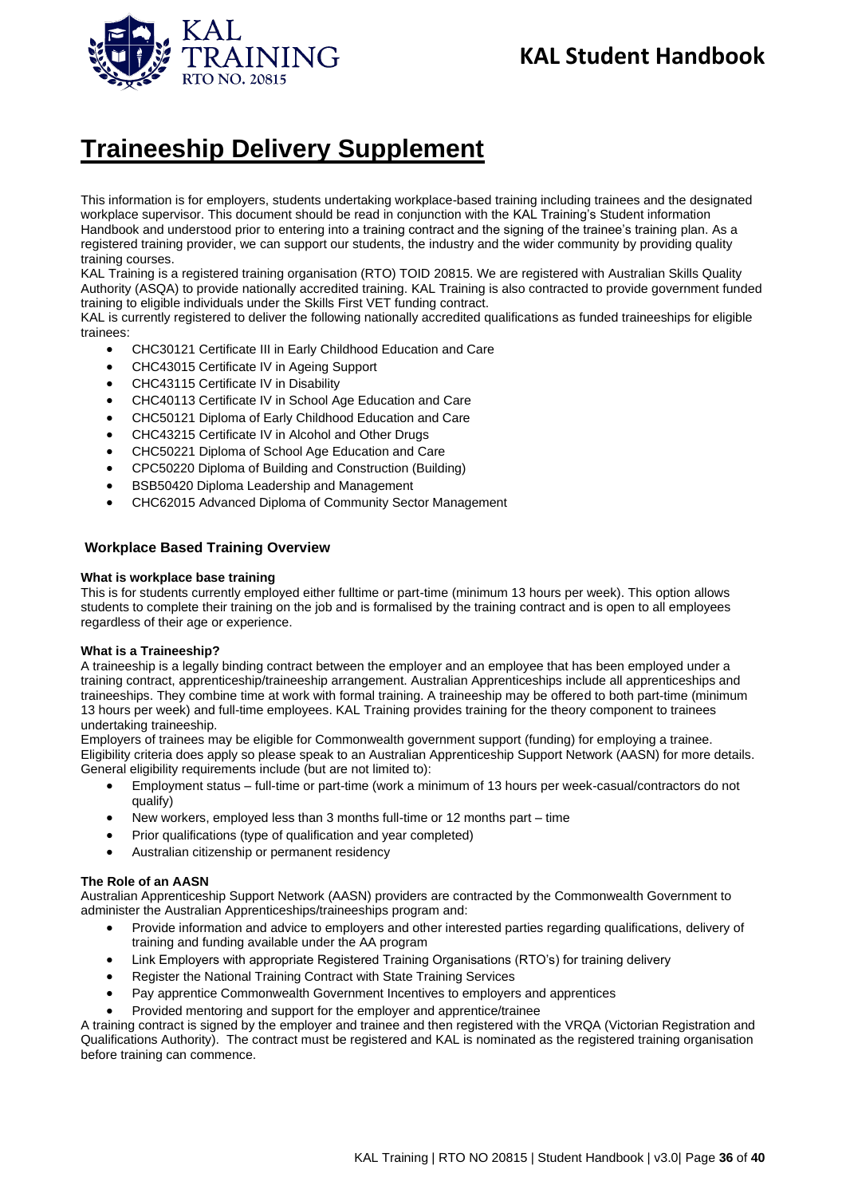# Traineeship Delivery Supplement

This information is for employers, students undertaking workplace-based training including trainees and the designated workplace supervisor. This document should be read in conjunction with the KAL Training's Student information Handbook and understood prior to entering into a training contract and the signing of the trainee's training plan. As a registered training provider, we can support our students, the industry and the wider community by providing quality training courses.

KAL Training is a registered training organisation (RTO) TOID 20815. We are registered with Australian Skills Quality Authority (ASQA) to provide nationally accredited training. KAL Training is also contracted to provide government funded training to eligible individuals under the Skills First VET funding contract.

KAL is currently registered to deliver the following nationally accredited qualifications as funded traineeships for eligible trainees:

- CHC30121 Certificate III in Early Childhood Education and Care
- CHC43015 Certificate IV in Ageing Support
- CHC43115 Certificate IV in Disability
- CHC40113 Certificate IV in School Age Education and Care
- CHC50121 Diploma of Early Childhood Education and Care
- CHC43215 Certificate IV in Alcohol and Other Drugs
- CHC50221 Diploma of School Age Education and Care
- CPC50220 Diploma of Building and Construction (Building)
- BSB50420 Diploma Leadership and Management
- CHC62015 Advanced Diploma of Community Sector Management

## Workplace Based Training Overview

**What is workplace base training**

This is for students currently employed either fulltime or part-time (minimum 13 hours per week). This option allows students to complete their training on the job and is formalised by the training contract and is open to all employees regardless of their age or experience.

**What is a Traineeship?**

A traineeship is a legally binding contract between the employer and an employee that has been employed under a training contract, apprenticeship/traineeship arrangement. Australian Apprenticeships include all apprenticeships and traineeships. They combine time at work with formal training. A traineeship may be offered to both part-time (minimum 13 hours per week) and full-time employees. KAL Training provides training for the theory component to trainees undertaking traineeship.

Employers of trainees may be eligible for Commonwealth government support (funding) for employing a trainee. Eligibility criteria does apply so please speak to an Australian Apprenticeship Support Network (AASN) for more details. General eligibility requirements include (but are not limited to):

- Employment status – full-time or part-time (work a minimum of 13 hours per week-casual/contractors do not qualify)
- New workers, employed less than 3 months full-time or 12 months part – time
- Prior qualifications (type of qualification and year completed)
- Australian citizenship or permanent residency

**The Role of an AASN**

Australian Apprenticeship Support Network (AASN) providers are contracted by the Commonwealth Government to administer the Australian Apprenticeships/traineeships program and:

- Provide information and advice to employers and other interested parties regarding qualifications, delivery of training and funding available under the AA program
- Link Employers with appropriate Registered Training Organisations (RTO's) for training delivery
- Register the National Training Contract with State Training Services
- Pay apprentice Commonwealth Government Incentives to employers and apprentices
- Provided mentoring and support for the employer and apprentice/trainee

A training contract is signed by the employer and trainee and then registered with the VRQA (Victorian Registration and Qualifications Authority). The contract must be registered and KAL is nominated as the registered training organisation before training can commence.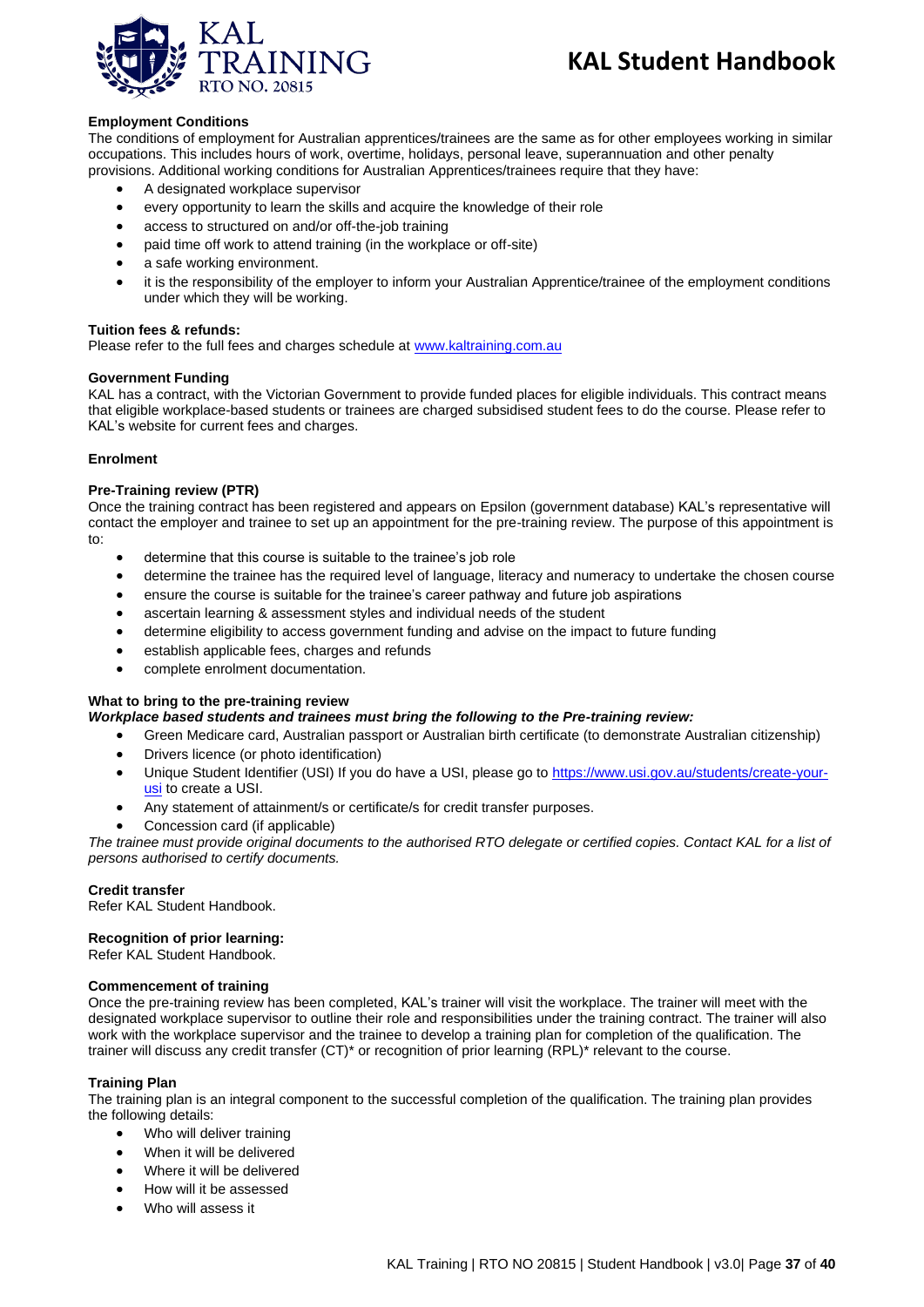### Employment Conditions

The conditions of employment for Australian apprentices/trainees are the same as for other employees working in similar occupations. This includes hours of work, overtime, holidays, personal leave, superannuation and other penalty provisions. Additional working conditions for Australian Apprentices/trainees require that they have:

- A designated workplace supervisor
- every opportunity to learn the skills and acquire the knowledge of their role
- access to structured on and/or off-the-job training
- paid time off work to attend training (in the workplace or off-site)
- a safe working environment.
- it is the responsibility of the employer to inform your Australian Apprentice/trainee of the employment conditions under which they will be working.

### Tuition fees & refunds:

Please refer to the full fees and charges schedule at [www.kaltraining.com.au](http://www.kaltraining.com.au)

### Government Funding

KAL has a contract, with the Victorian Government to provide funded places for eligible individuals. This contract means that eligible workplace-based students or trainees are charged subsidised student fees to do the course. Please refer to KAL's website for current fees and charges.

### Enrolment

### Pre-Training review (PTR)

Once the training contract has been registered and appears on Epsilon (government database) KAL's representative will contact the employer and trainee to set up an appointment for the pre-training review. The purpose of this appointment is to:

- determine that this course is suitable to the trainee's job role
- determine the trainee has the required level of language, literacy and numeracy to undertake the chosen course
- ensure the course is suitable for the trainee's career pathway and future job aspirations
- ascertain learning & assessment styles and individual needs of the student
- determine eligibility to access government funding and advise on the impact to future funding
- establish applicable fees, charges and refunds
- complete enrolment documentation.

### What to bring to the pre-training review

***Workplace based students and trainees must bring the following to the Pre-training review:***

- Green Medicare card, Australian passport or Australian birth certificate (to demonstrate Australian citizenship)
- Drivers licence (or photo identification)
- Unique Student Identifier (USI) If you do have a USI, please go to [https://www.usi.gov.au/students/create-your-usi](https://www.usi.gov.au/students/create-your-usi) to create a USI.
- Any statement of attainment/s or certificate/s for credit transfer purposes.
- Concession card (if applicable)

*The trainee must provide original documents to the authorised RTO delegate or certified copies. Contact KAL for a list of persons authorised to certify documents.*

### Credit transfer

Refer KAL Student Handbook.

### Recognition of prior learning:

Refer KAL Student Handbook.

### Commencement of training

Once the pre-training review has been completed, KAL's trainer will visit the workplace. The trainer will meet with the designated workplace supervisor to outline their role and responsibilities under the training contract. The trainer will also work with the workplace supervisor and the trainee to develop a training plan for completion of the qualification. The trainer will discuss any credit transfer (CT)* or recognition of prior learning (RPL)* relevant to the course.

### Training Plan

The training plan is an integral component to the successful completion of the qualification. The training plan provides the following details:

- Who will deliver training
- When it will be delivered
- Where it will be delivered
- How will it be assessed
- Who will assess it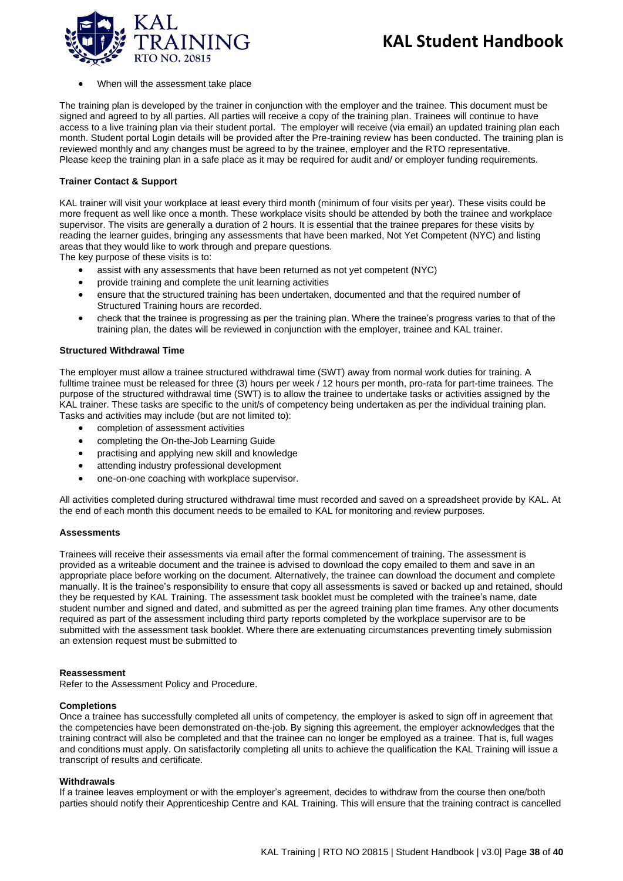- When will the assessment take place

The training plan is developed by the trainer in conjunction with the employer and the trainee. This document must be signed and agreed to by all parties. All parties will receive a copy of the training plan. Trainees will continue to have access to a live training plan via their student portal. The employer will receive (via email) an updated training plan each month. Student portal Login details will be provided after the Pre-training review has been conducted. The training plan is reviewed monthly and any changes must be agreed to by the trainee, employer and the RTO representative.
Please keep the training plan in a safe place as it may be required for audit and/ or employer funding requirements.

**Trainer Contact & Support**

KAL trainer will visit your workplace at least every third month (minimum of four visits per year). These visits could be more frequent as well like once a month. These workplace visits should be attended by both the trainee and workplace supervisor. The visits are generally a duration of 2 hours. It is essential that the trainee prepares for these visits by reading the learner guides, bringing any assessments that have been marked, Not Yet Competent (NYC) and listing areas that they would like to work through and prepare questions.
The key purpose of these visits is to:

- assist with any assessments that have been returned as not yet competent (NYC)
- provide training and complete the unit learning activities
- ensure that the structured training has been undertaken, documented and that the required number of Structured Training hours are recorded.
- check that the trainee is progressing as per the training plan. Where the trainee's progress varies to that of the training plan, the dates will be reviewed in conjunction with the employer, trainee and KAL trainer.

**Structured Withdrawal Time**

The employer must allow a trainee structured withdrawal time (SWT) away from normal work duties for training. A fulltime trainee must be released for three (3) hours per week / 12 hours per month, pro-rata for part-time trainees. The purpose of the structured withdrawal time (SWT) is to allow the trainee to undertake tasks or activities assigned by the KAL trainer. These tasks are specific to the unit/s of competency being undertaken as per the individual training plan. Tasks and activities may include (but are not limited to):

- completion of assessment activities
- completing the On-the-Job Learning Guide
- practising and applying new skill and knowledge
- attending industry professional development
- one-on-one coaching with workplace supervisor.

All activities completed during structured withdrawal time must recorded and saved on a spreadsheet provide by KAL. At the end of each month this document needs to be emailed to KAL for monitoring and review purposes.

**Assessments**

Trainees will receive their assessments via email after the formal commencement of training. The assessment is provided as a writeable document and the trainee is advised to download the copy emailed to them and save in an appropriate place before working on the document. Alternatively, the trainee can download the document and complete manually. It is the trainee's responsibility to ensure that copy all assessments is saved or backed up and retained, should they be requested by KAL Training. The assessment task booklet must be completed with the trainee's name, date student number and signed and dated, and submitted as per the agreed training plan time frames. Any other documents required as part of the assessment including third party reports completed by the workplace supervisor are to be submitted with the assessment task booklet. Where there are extenuating circumstances preventing timely submission an extension request must be submitted to

**Reassessment**
Refer to the Assessment Policy and Procedure.

**Completions**
Once a trainee has successfully completed all units of competency, the employer is asked to sign off in agreement that the competencies have been demonstrated on-the-job. By signing this agreement, the employer acknowledges that the training contract will also be completed and that the trainee can no longer be employed as a trainee. That is, full wages and conditions must apply. On satisfactorily completing all units to achieve the qualification the KAL Training will issue a transcript of results and certificate.

**Withdrawals**
If a trainee leaves employment or with the employer's agreement, decides to withdraw from the course then one/both parties should notify their Apprenticeship Centre and KAL Training. This will ensure that the training contract is cancelled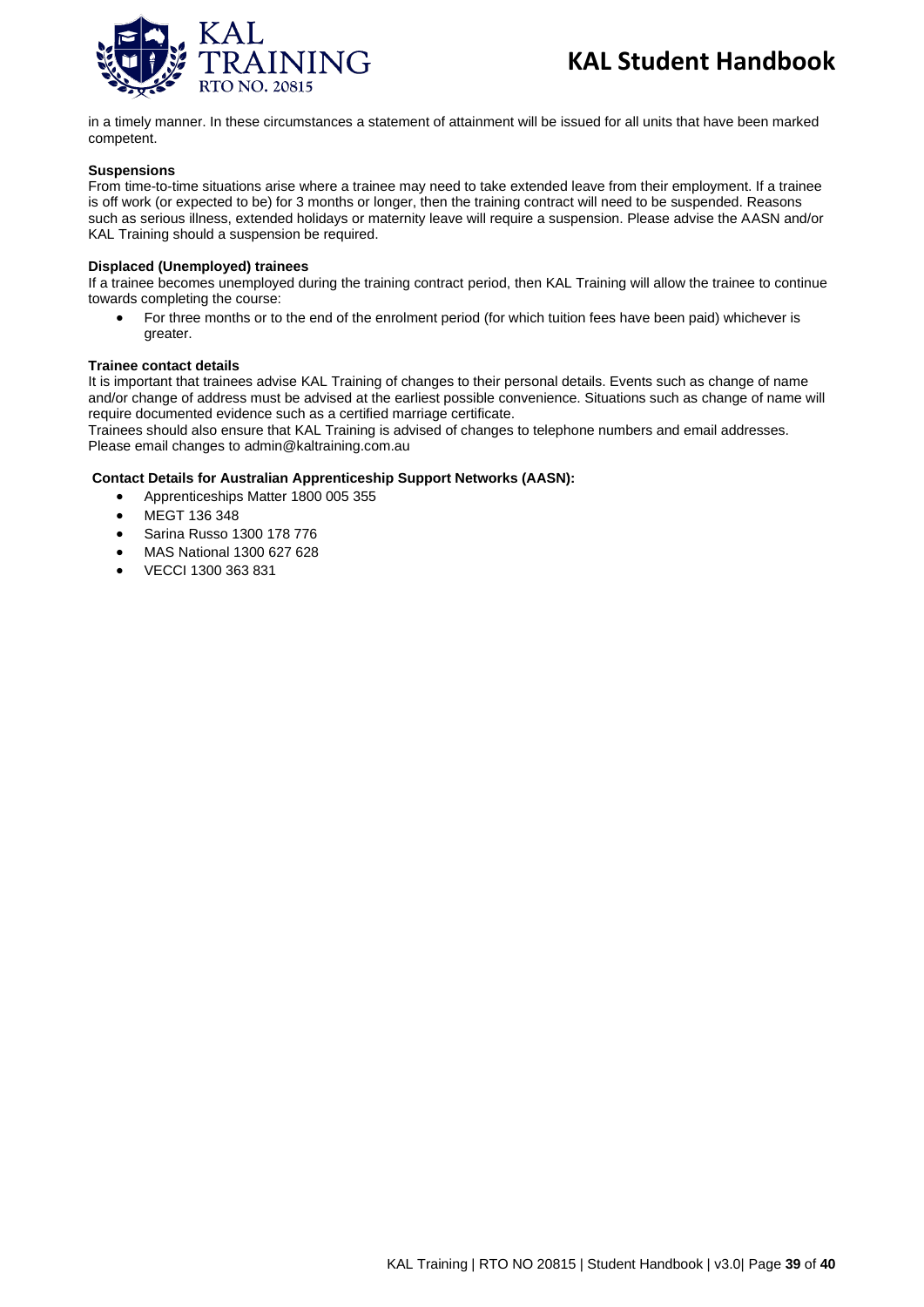in a timely manner. In these circumstances a statement of attainment will be issued for all units that have been marked competent.

**Suspensions**

From time-to-time situations arise where a trainee may need to take extended leave from their employment. If a trainee is off work (or expected to be) for 3 months or longer, then the training contract will need to be suspended. Reasons such as serious illness, extended holidays or maternity leave will require a suspension. Please advise the AASN and/or KAL Training should a suspension be required.

**Displaced (Unemployed) trainees**

If a trainee becomes unemployed during the training contract period, then KAL Training will allow the trainee to continue towards completing the course:

- For three months or to the end of the enrolment period (for which tuition fees have been paid) whichever is greater.

**Trainee contact details**

It is important that trainees advise KAL Training of changes to their personal details. Events such as change of name and/or change of address must be advised at the earliest possible convenience. Situations such as change of name will require documented evidence such as a certified marriage certificate.

Trainees should also ensure that KAL Training is advised of changes to telephone numbers and email addresses. Please email changes to admin@kaltraining.com.au

**Contact Details for Australian Apprenticeship Support Networks (AASN):**

- Apprenticeships Matter 1800 005 355
- MEGT 136 348
- Sarina Russo 1300 178 776
- MAS National 1300 627 628
- VECCI 1300 363 831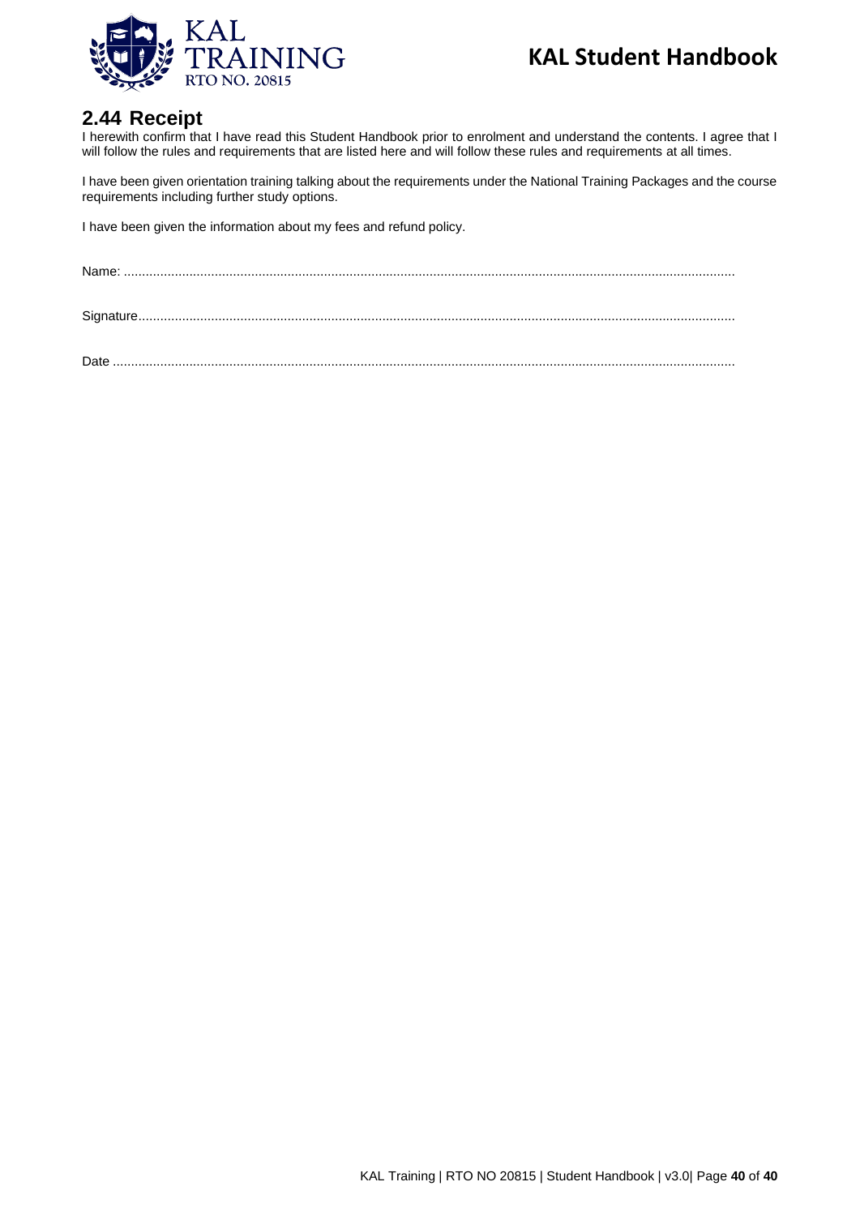## 2.44 Receipt

I herewith confirm that I have read this Student Handbook prior to enrolment and understand the contents. I agree that I will follow the rules and requirements that are listed here and will follow these rules and requirements at all times.

I have been given orientation training talking about the requirements under the National Training Packages and the course requirements including further study options.

I have been given the information about my fees and refund policy.

Name: ..........................................................................................................................................................

Signature.......................................................................................................................................................

Date ..............................................................................................................................................................